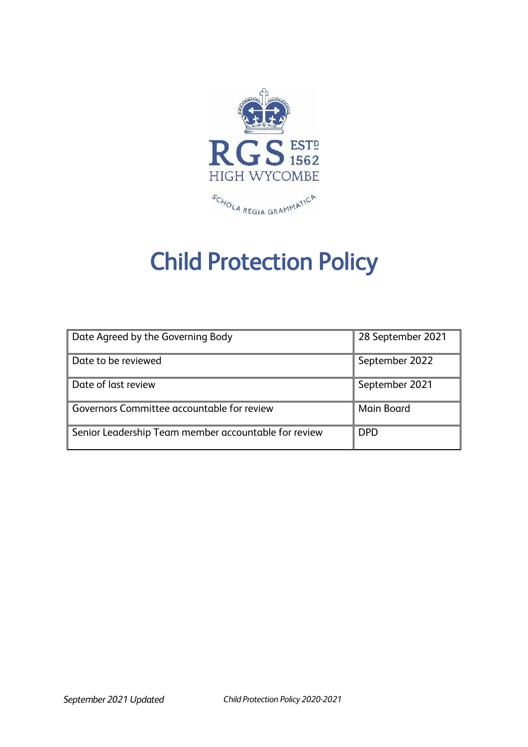RGS ESTD 1562
HIGH WYCOMBE

SCHOLA REGIA GRAMMATICA

# Child Protection Policy

| Date Agreed by the Governing Body | 28 September 2021 |
|---|---|
| Date to be reviewed | September 2022 |
| Date of last review | September 2021 |
| Governors Committee accountable for review | Main Board |
| Senior Leadership Team member accountable for review | DPD |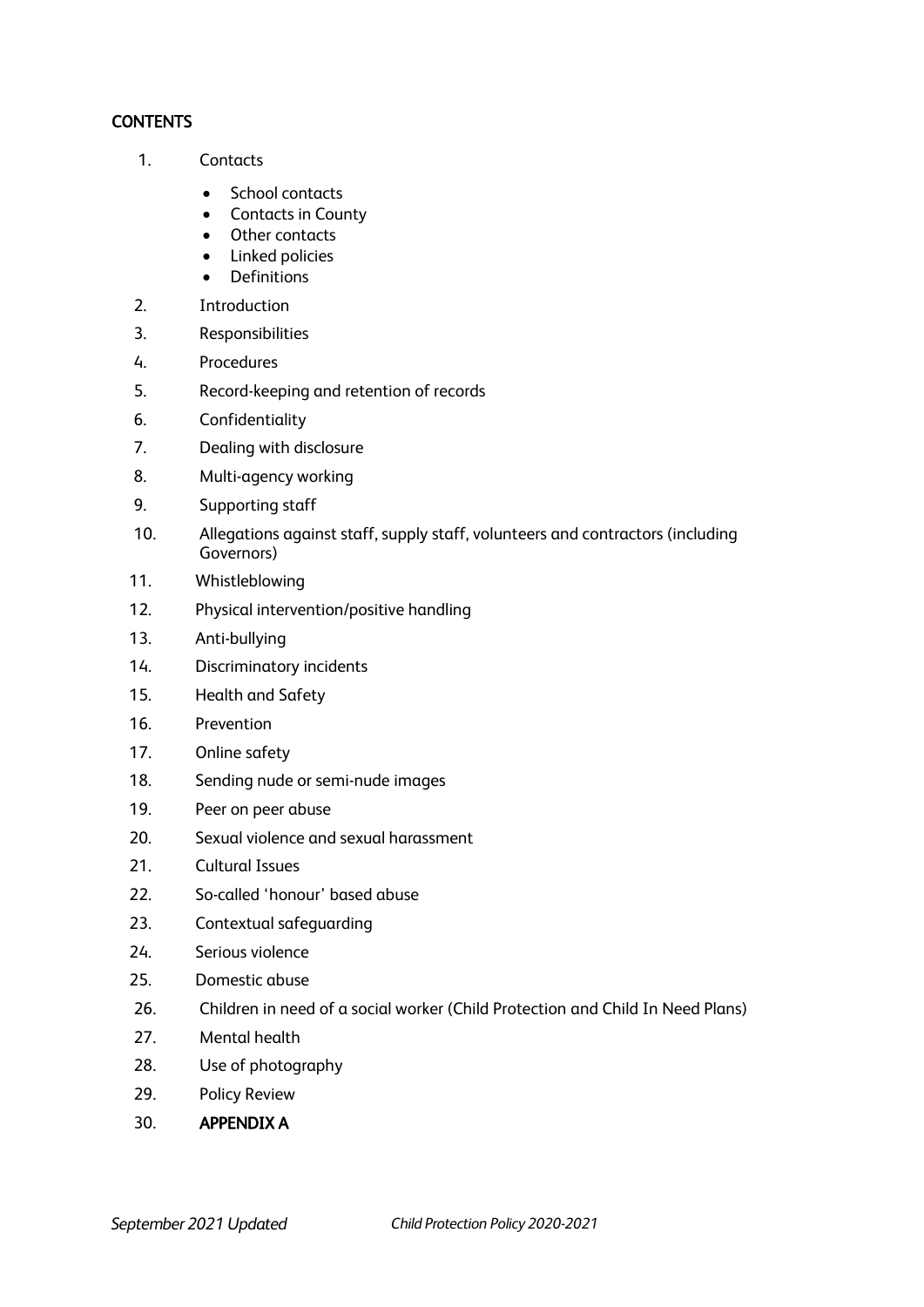**CONTENTS**

1. Contacts
   - School contacts
   - Contacts in County
   - Other contacts
   - Linked policies
   - Definitions
2. Introduction
3. Responsibilities
4. Procedures
5. Record-keeping and retention of records
6. Confidentiality
7. Dealing with disclosure
8. Multi-agency working
9. Supporting staff
10. Allegations against staff, supply staff, volunteers and contractors (including Governors)
11. Whistleblowing
12. Physical intervention/positive handling
13. Anti-bullying
14. Discriminatory incidents
15. Health and Safety
16. Prevention
17. Online safety
18. Sending nude or semi-nude images
19. Peer on peer abuse
20. Sexual violence and sexual harassment
21. Cultural Issues
22. So-called 'honour' based abuse
23. Contextual safeguarding
24. Serious violence
25. Domestic abuse
26. Children in need of a social worker (Child Protection and Child In Need Plans)
27. Mental health
28. Use of photography
29. Policy Review
30. **APPENDIX A**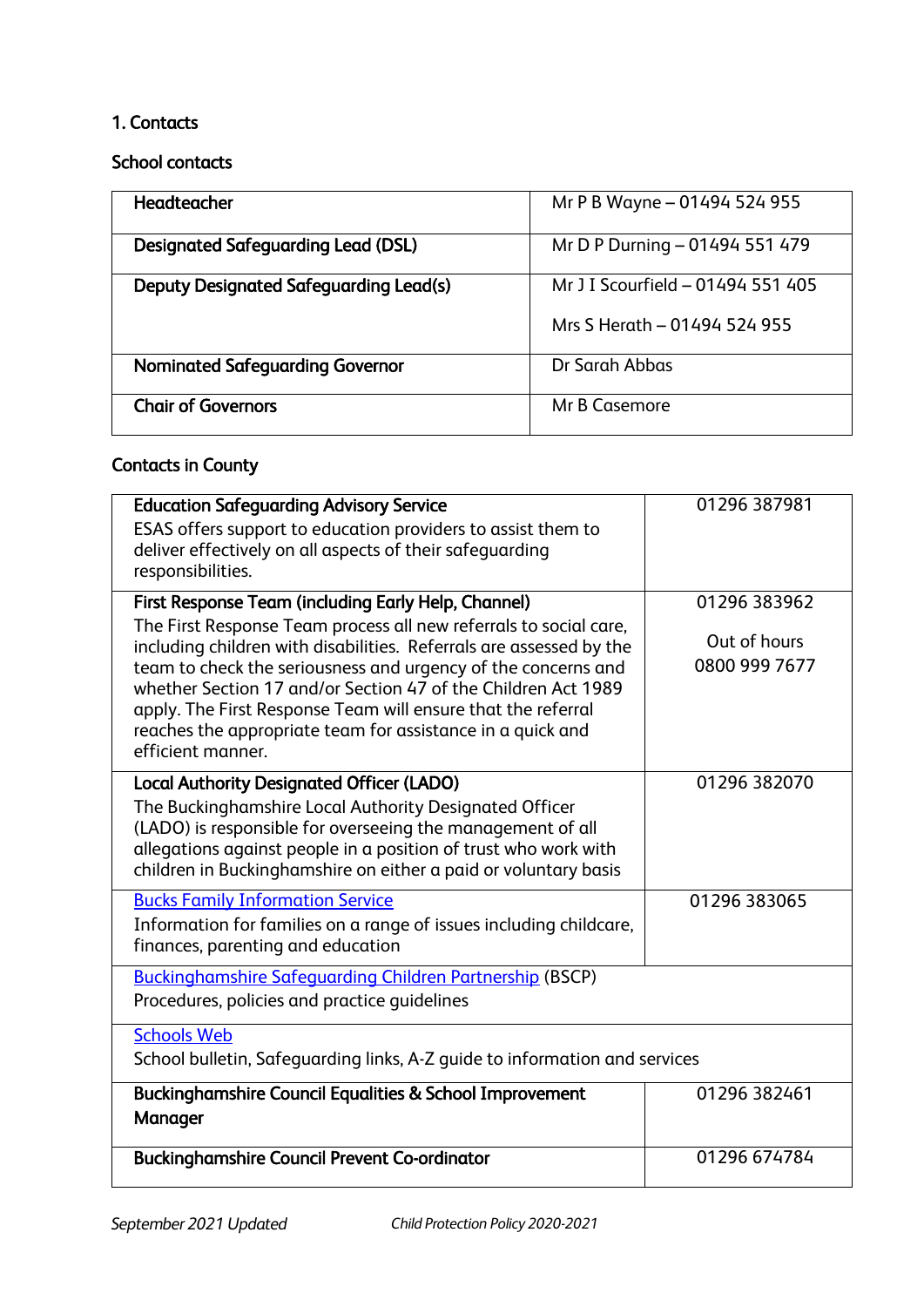## 1. Contacts

### School contacts

| | |
|---|---|
| **Headteacher** | Mr P B Wayne – 01494 524 955 |
| **Designated Safeguarding Lead (DSL)** | Mr D P Durning – 01494 551 479 |
| **Deputy Designated Safeguarding Lead(s)** | Mr J I Scourfield – 01494 551 405<br><br>Mrs S Herath – 01494 524 955 |
| **Nominated Safeguarding Governor** | Dr Sarah Abbas |
| **Chair of Governors** | Mr B Casemore |

### Contacts in County

| | |
|---|---|
| **Education Safeguarding Advisory Service**<br>ESAS offers support to education providers to assist them to deliver effectively on all aspects of their safeguarding responsibilities. | 01296 387981 |
| **First Response Team (including Early Help, Channel)**<br>The First Response Team process all new referrals to social care, including children with disabilities. Referrals are assessed by the team to check the seriousness and urgency of the concerns and whether Section 17 and/or Section 47 of the Children Act 1989 apply. The First Response Team will ensure that the referral reaches the appropriate team for assistance in a quick and efficient manner. | 01296 383962<br><br>Out of hours<br>0800 999 7677 |
| **Local Authority Designated Officer (LADO)**<br>The Buckinghamshire Local Authority Designated Officer (LADO) is responsible for overseeing the management of all allegations against people in a position of trust who work with children in Buckinghamshire on either a paid or voluntary basis | 01296 382070 |
| Bucks Family Information Service<br>Information for families on a range of issues including childcare, finances, parenting and education | 01296 383065 |
| Buckinghamshire Safeguarding Children Partnership (BSCP)<br>Procedures, policies and practice guidelines | |
| Schools Web<br>School bulletin, Safeguarding links, A-Z guide to information and services | |
| **Buckinghamshire Council Equalities & School Improvement Manager** | 01296 382461 |
| **Buckinghamshire Council Prevent Co-ordinator** | 01296 674784 |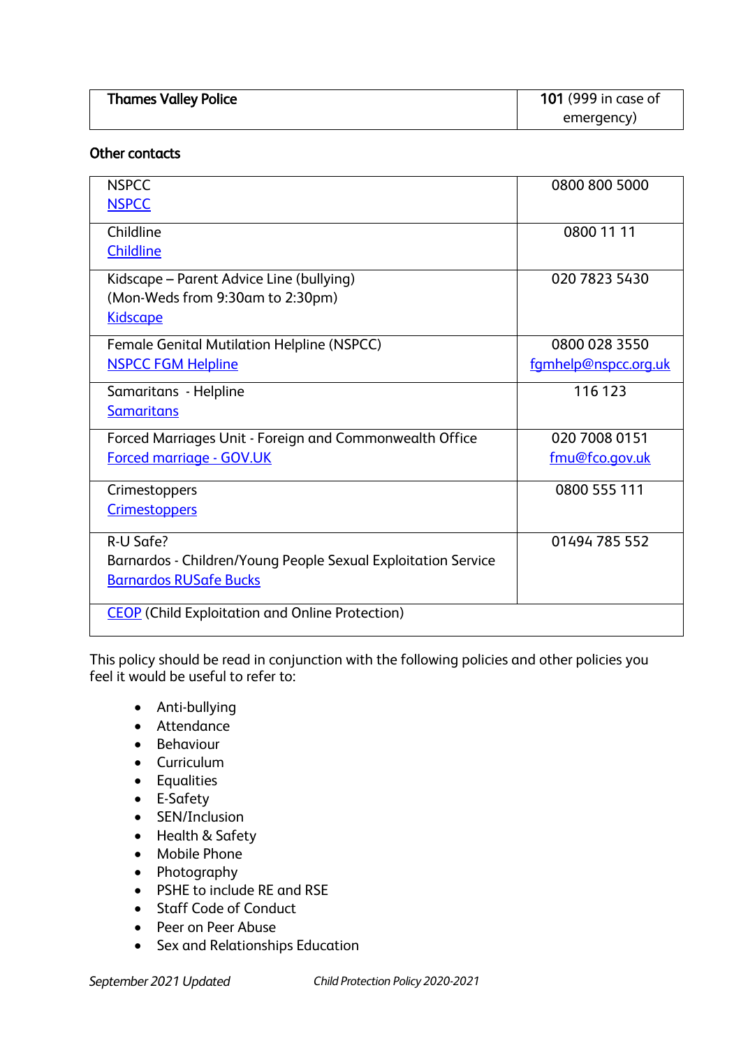| **Thames Valley Police** | **101** (999 in case of emergency) |
|---|---|

**Other contacts**

| | |
|---|---|
| NSPCC<br>NSPCC | 0800 800 5000 |
| Childline<br>Childline | 0800 11 11 |
| Kidscape – Parent Advice Line (bullying)<br>(Mon-Weds from 9:30am to 2:30pm)<br>Kidscape | 020 7823 5430 |
| Female Genital Mutilation Helpline (NSPCC)<br>NSPCC FGM Helpline | 0800 028 3550<br>fgmhelp@nspcc.org.uk |
| Samaritans - Helpline<br>Samaritans | 116 123 |
| Forced Marriages Unit - Foreign and Commonwealth Office<br>Forced marriage - GOV.UK | 020 7008 0151<br>fmu@fco.gov.uk |
| Crimestoppers<br>Crimestoppers | 0800 555 111 |
| R-U Safe?<br>Barnardos - Children/Young People Sexual Exploitation Service<br>Barnardos RUSafe Bucks | 01494 785 552 |
| CEOP (Child Exploitation and Online Protection) | |

This policy should be read in conjunction with the following policies and other policies you feel it would be useful to refer to:

- Anti-bullying
- Attendance
- Behaviour
- Curriculum
- Equalities
- E-Safety
- SEN/Inclusion
- Health & Safety
- Mobile Phone
- Photography
- PSHE to include RE and RSE
- Staff Code of Conduct
- Peer on Peer Abuse
- Sex and Relationships Education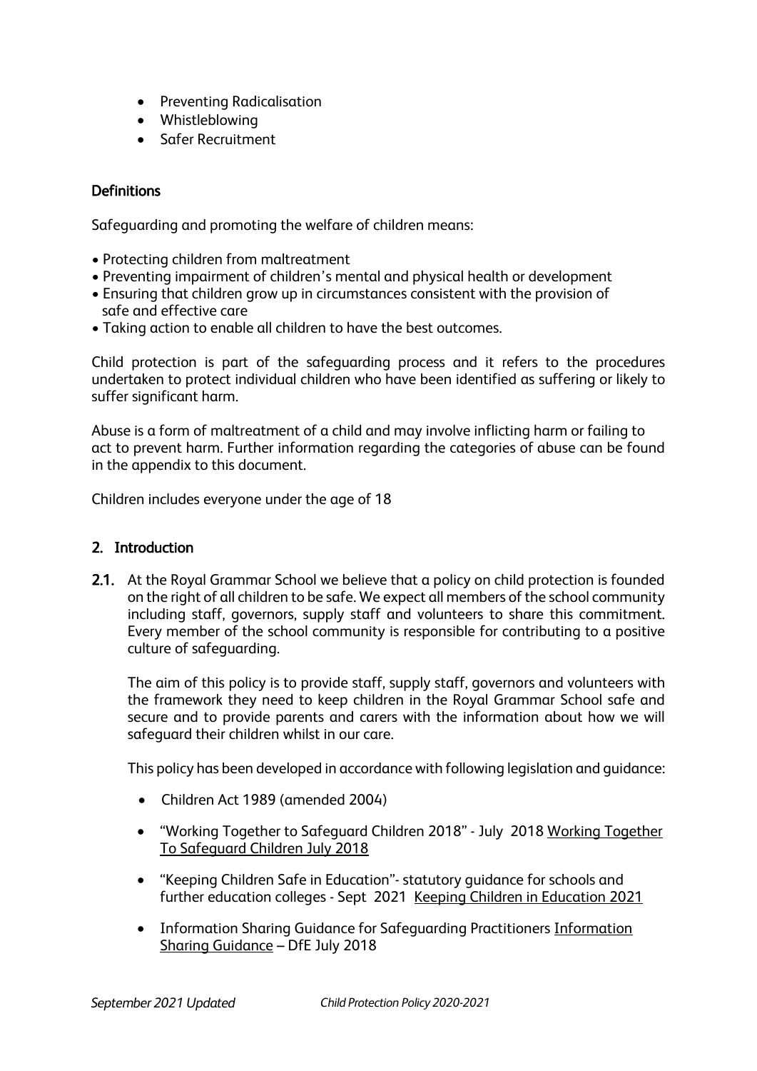- Preventing Radicalisation
- Whistleblowing
- Safer Recruitment

**Definitions**

Safeguarding and promoting the welfare of children means:

- Protecting children from maltreatment
- Preventing impairment of children's mental and physical health or development
- Ensuring that children grow up in circumstances consistent with the provision of safe and effective care
- Taking action to enable all children to have the best outcomes.

Child protection is part of the safeguarding process and it refers to the procedures undertaken to protect individual children who have been identified as suffering or likely to suffer significant harm.

Abuse is a form of maltreatment of a child and may involve inflicting harm or failing to act to prevent harm. Further information regarding the categories of abuse can be found in the appendix to this document.

Children includes everyone under the age of 18

## 2. Introduction

**2.1.** At the Royal Grammar School we believe that a policy on child protection is founded on the right of all children to be safe. We expect all members of the school community including staff, governors, supply staff and volunteers to share this commitment. Every member of the school community is responsible for contributing to a positive culture of safeguarding.

The aim of this policy is to provide staff, supply staff, governors and volunteers with the framework they need to keep children in the Royal Grammar School safe and secure and to provide parents and carers with the information about how we will safeguard their children whilst in our care.

This policy has been developed in accordance with following legislation and guidance:

- Children Act 1989 (amended 2004)
- "Working Together to Safeguard Children 2018" - July 2018 Working Together To Safeguard Children July 2018
- "Keeping Children Safe in Education"- statutory guidance for schools and further education colleges - Sept 2021 Keeping Children in Education 2021
- Information Sharing Guidance for Safeguarding Practitioners Information Sharing Guidance – DfE July 2018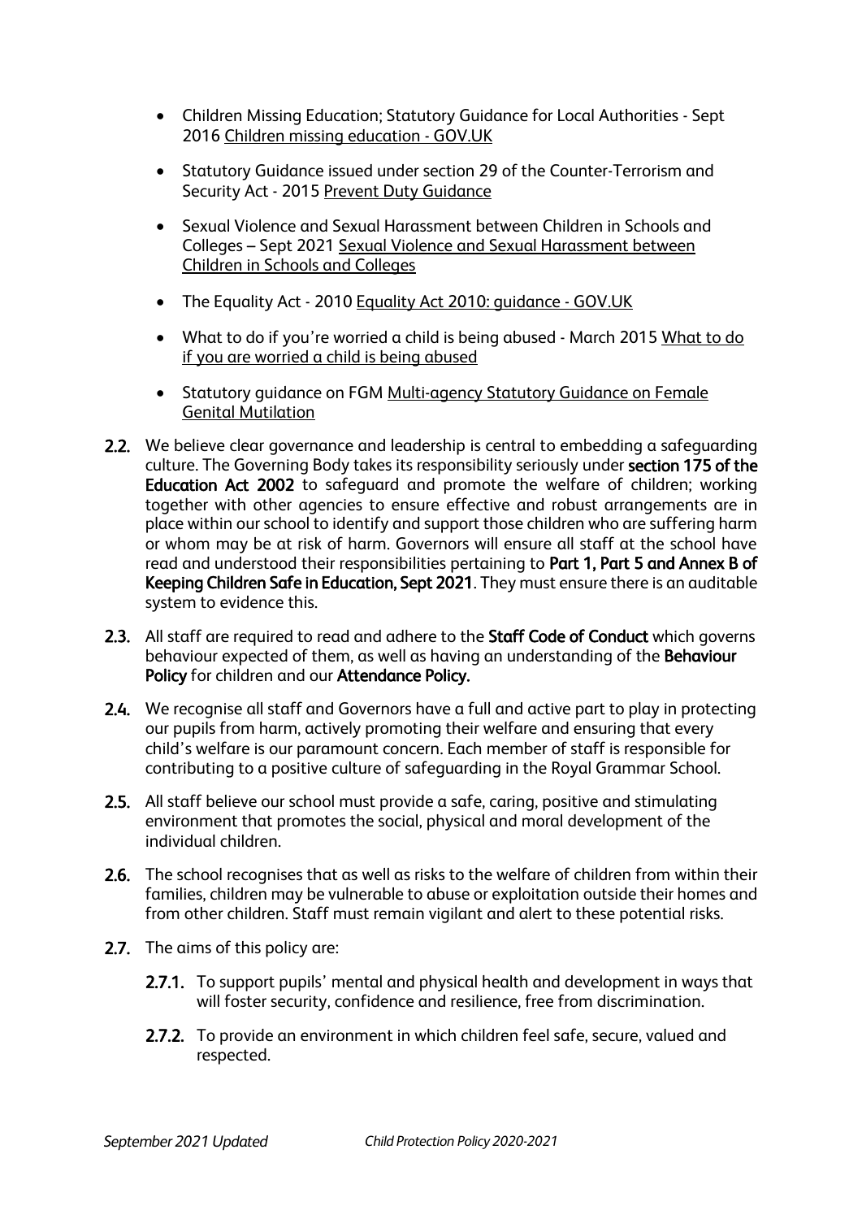- Children Missing Education; Statutory Guidance for Local Authorities - Sept 2016 Children missing education - GOV.UK

- Statutory Guidance issued under section 29 of the Counter-Terrorism and Security Act - 2015 Prevent Duty Guidance

- Sexual Violence and Sexual Harassment between Children in Schools and Colleges – Sept 2021 Sexual Violence and Sexual Harassment between Children in Schools and Colleges

- The Equality Act - 2010 Equality Act 2010: guidance - GOV.UK

- What to do if you're worried a child is being abused - March 2015 What to do if you are worried a child is being abused

- Statutory guidance on FGM Multi-agency Statutory Guidance on Female Genital Mutilation

**2.2.** We believe clear governance and leadership is central to embedding a safeguarding culture. The Governing Body takes its responsibility seriously under **section 175 of the Education Act 2002** to safeguard and promote the welfare of children; working together with other agencies to ensure effective and robust arrangements are in place within our school to identify and support those children who are suffering harm or whom may be at risk of harm. Governors will ensure all staff at the school have read and understood their responsibilities pertaining to **Part 1, Part 5 and Annex B of Keeping Children Safe in Education, Sept 2021**. They must ensure there is an auditable system to evidence this.

**2.3.** All staff are required to read and adhere to the **Staff Code of Conduct** which governs behaviour expected of them, as well as having an understanding of the **Behaviour Policy** for children and our **Attendance Policy.**

**2.4.** We recognise all staff and Governors have a full and active part to play in protecting our pupils from harm, actively promoting their welfare and ensuring that every child's welfare is our paramount concern. Each member of staff is responsible for contributing to a positive culture of safeguarding in the Royal Grammar School.

**2.5.** All staff believe our school must provide a safe, caring, positive and stimulating environment that promotes the social, physical and moral development of the individual children.

**2.6.** The school recognises that as well as risks to the welfare of children from within their families, children may be vulnerable to abuse or exploitation outside their homes and from other children. Staff must remain vigilant and alert to these potential risks.

**2.7.** The aims of this policy are:

**2.7.1.** To support pupils' mental and physical health and development in ways that will foster security, confidence and resilience, free from discrimination.

**2.7.2.** To provide an environment in which children feel safe, secure, valued and respected.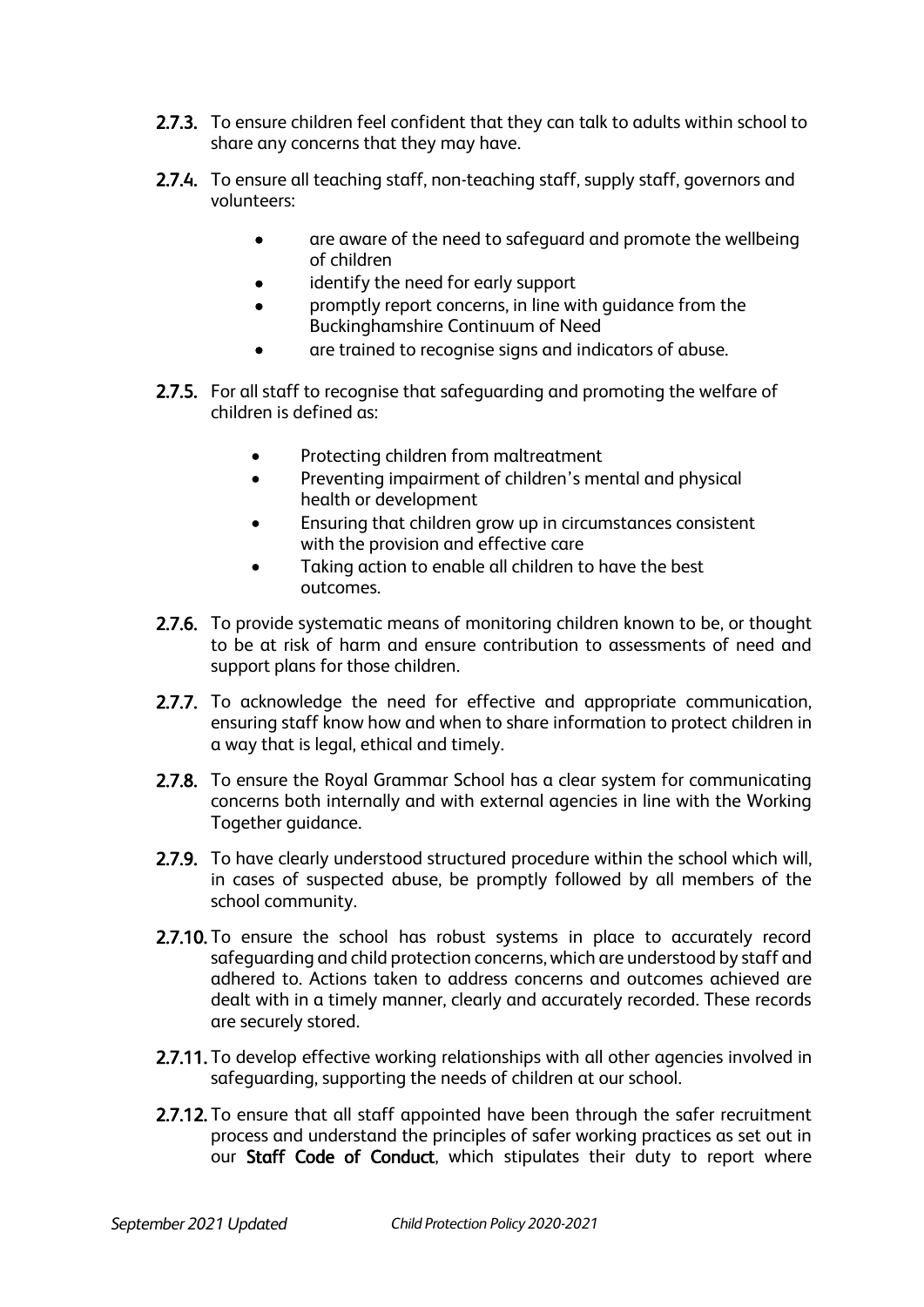**2.7.3.** To ensure children feel confident that they can talk to adults within school to share any concerns that they may have.

**2.7.4.** To ensure all teaching staff, non-teaching staff, supply staff, governors and volunteers:

- are aware of the need to safeguard and promote the wellbeing of children
- identify the need for early support
- promptly report concerns, in line with guidance from the Buckinghamshire Continuum of Need
- are trained to recognise signs and indicators of abuse.

**2.7.5.** For all staff to recognise that safeguarding and promoting the welfare of children is defined as:

- Protecting children from maltreatment
- Preventing impairment of children's mental and physical health or development
- Ensuring that children grow up in circumstances consistent with the provision and effective care
- Taking action to enable all children to have the best outcomes.

**2.7.6.** To provide systematic means of monitoring children known to be, or thought to be at risk of harm and ensure contribution to assessments of need and support plans for those children.

**2.7.7.** To acknowledge the need for effective and appropriate communication, ensuring staff know how and when to share information to protect children in a way that is legal, ethical and timely.

**2.7.8.** To ensure the Royal Grammar School has a clear system for communicating concerns both internally and with external agencies in line with the Working Together guidance.

**2.7.9.** To have clearly understood structured procedure within the school which will, in cases of suspected abuse, be promptly followed by all members of the school community.

**2.7.10.** To ensure the school has robust systems in place to accurately record safeguarding and child protection concerns, which are understood by staff and adhered to. Actions taken to address concerns and outcomes achieved are dealt with in a timely manner, clearly and accurately recorded. These records are securely stored.

**2.7.11.** To develop effective working relationships with all other agencies involved in safeguarding, supporting the needs of children at our school.

**2.7.12.** To ensure that all staff appointed have been through the safer recruitment process and understand the principles of safer working practices as set out in our **Staff Code of Conduct**, which stipulates their duty to report where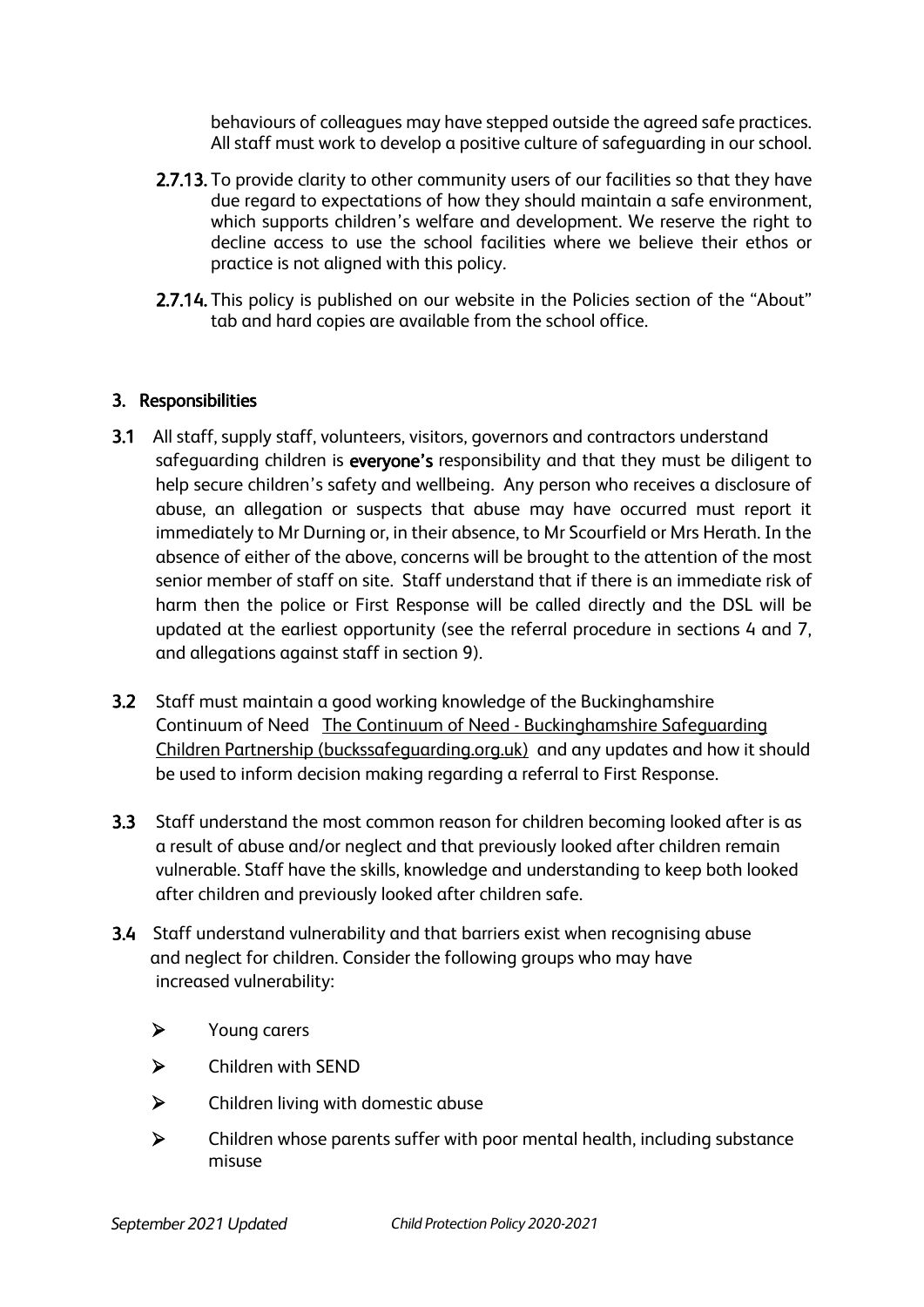behaviours of colleagues may have stepped outside the agreed safe practices. All staff must work to develop a positive culture of safeguarding in our school.

**2.7.13.** To provide clarity to other community users of our facilities so that they have due regard to expectations of how they should maintain a safe environment, which supports children's welfare and development. We reserve the right to decline access to use the school facilities where we believe their ethos or practice is not aligned with this policy.

**2.7.14.** This policy is published on our website in the Policies section of the "About" tab and hard copies are available from the school office.

## 3. Responsibilities

**3.1** All staff, supply staff, volunteers, visitors, governors and contractors understand safeguarding children is **everyone's** responsibility and that they must be diligent to help secure children's safety and wellbeing. Any person who receives a disclosure of abuse, an allegation or suspects that abuse may have occurred must report it immediately to Mr Durning or, in their absence, to Mr Scourfield or Mrs Herath. In the absence of either of the above, concerns will be brought to the attention of the most senior member of staff on site. Staff understand that if there is an immediate risk of harm then the police or First Response will be called directly and the DSL will be updated at the earliest opportunity (see the referral procedure in sections 4 and 7, and allegations against staff in section 9).

**3.2** Staff must maintain a good working knowledge of the Buckinghamshire Continuum of Need The Continuum of Need - Buckinghamshire Safeguarding Children Partnership (buckssafeguarding.org.uk) and any updates and how it should be used to inform decision making regarding a referral to First Response.

**3.3** Staff understand the most common reason for children becoming looked after is as a result of abuse and/or neglect and that previously looked after children remain vulnerable. Staff have the skills, knowledge and understanding to keep both looked after children and previously looked after children safe.

**3.4** Staff understand vulnerability and that barriers exist when recognising abuse and neglect for children. Consider the following groups who may have increased vulnerability:

- Young carers
- Children with SEND
- Children living with domestic abuse
- Children whose parents suffer with poor mental health, including substance misuse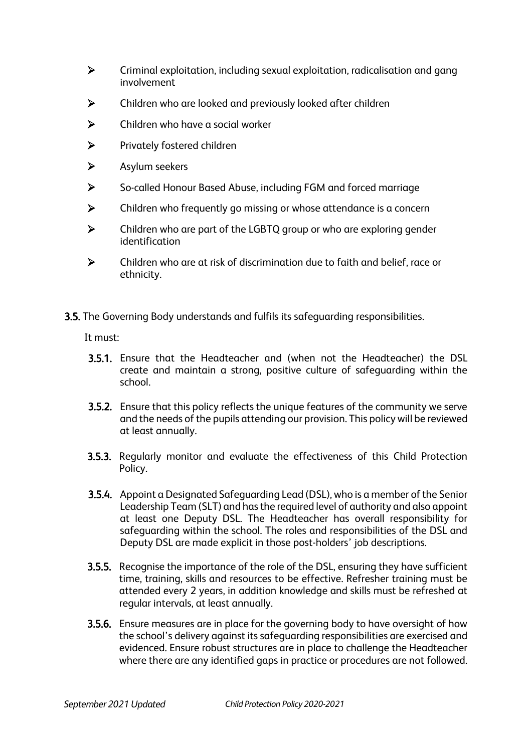- Criminal exploitation, including sexual exploitation, radicalisation and gang involvement
- Children who are looked and previously looked after children
- Children who have a social worker
- Privately fostered children
- Asylum seekers
- So-called Honour Based Abuse, including FGM and forced marriage
- Children who frequently go missing or whose attendance is a concern
- Children who are part of the LGBTQ group or who are exploring gender identification
- Children who are at risk of discrimination due to faith and belief, race or ethnicity.

**3.5.** The Governing Body understands and fulfils its safeguarding responsibilities.

It must:

**3.5.1.** Ensure that the Headteacher and (when not the Headteacher) the DSL create and maintain a strong, positive culture of safeguarding within the school.

**3.5.2.** Ensure that this policy reflects the unique features of the community we serve and the needs of the pupils attending our provision. This policy will be reviewed at least annually.

**3.5.3.** Regularly monitor and evaluate the effectiveness of this Child Protection Policy.

**3.5.4.** Appoint a Designated Safeguarding Lead (DSL), who is a member of the Senior Leadership Team (SLT) and has the required level of authority and also appoint at least one Deputy DSL. The Headteacher has overall responsibility for safeguarding within the school. The roles and responsibilities of the DSL and Deputy DSL are made explicit in those post-holders' job descriptions.

**3.5.5.** Recognise the importance of the role of the DSL, ensuring they have sufficient time, training, skills and resources to be effective. Refresher training must be attended every 2 years, in addition knowledge and skills must be refreshed at regular intervals, at least annually.

**3.5.6.** Ensure measures are in place for the governing body to have oversight of how the school's delivery against its safeguarding responsibilities are exercised and evidenced. Ensure robust structures are in place to challenge the Headteacher where there are any identified gaps in practice or procedures are not followed.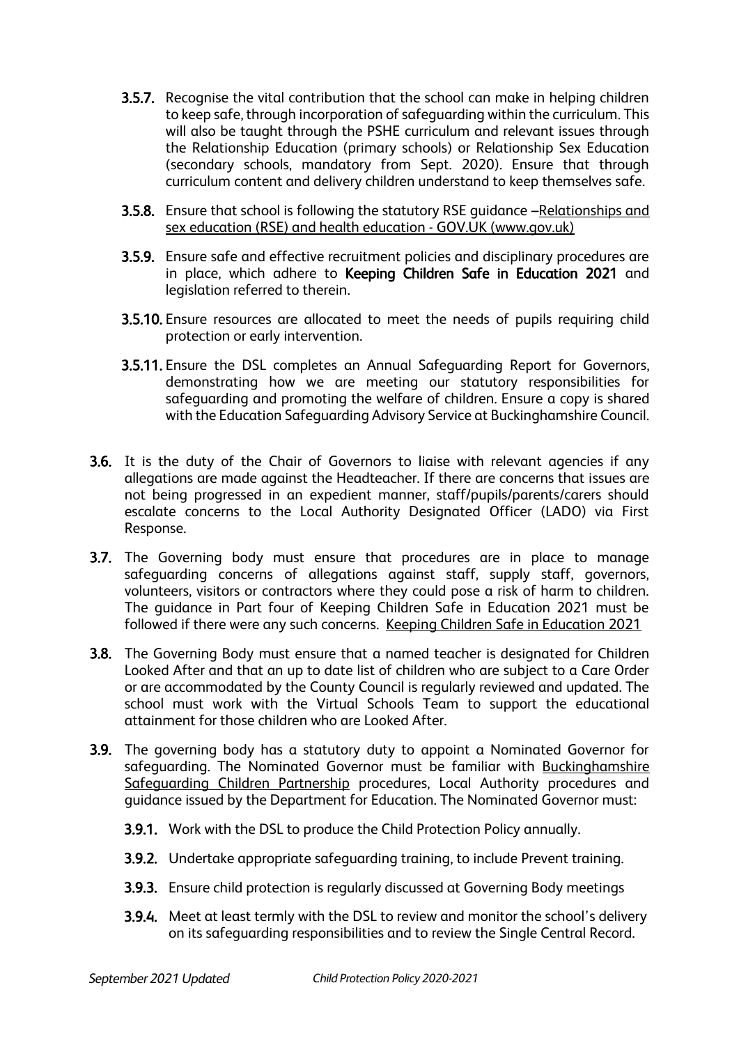**3.5.7.** Recognise the vital contribution that the school can make in helping children to keep safe, through incorporation of safeguarding within the curriculum. This will also be taught through the PSHE curriculum and relevant issues through the Relationship Education (primary schools) or Relationship Sex Education (secondary schools, mandatory from Sept. 2020). Ensure that through curriculum content and delivery children understand to keep themselves safe.

**3.5.8.** Ensure that school is following the statutory RSE guidance –Relationships and sex education (RSE) and health education - GOV.UK (www.gov.uk)

**3.5.9.** Ensure safe and effective recruitment policies and disciplinary procedures are in place, which adhere to **Keeping Children Safe in Education 2021** and legislation referred to therein.

**3.5.10.** Ensure resources are allocated to meet the needs of pupils requiring child protection or early intervention.

**3.5.11.** Ensure the DSL completes an Annual Safeguarding Report for Governors, demonstrating how we are meeting our statutory responsibilities for safeguarding and promoting the welfare of children. Ensure a copy is shared with the Education Safeguarding Advisory Service at Buckinghamshire Council.

**3.6.** It is the duty of the Chair of Governors to liaise with relevant agencies if any allegations are made against the Headteacher. If there are concerns that issues are not being progressed in an expedient manner, staff/pupils/parents/carers should escalate concerns to the Local Authority Designated Officer (LADO) via First Response.

**3.7.** The Governing body must ensure that procedures are in place to manage safeguarding concerns of allegations against staff, supply staff, governors, volunteers, visitors or contractors where they could pose a risk of harm to children. The guidance in Part four of Keeping Children Safe in Education 2021 must be followed if there were any such concerns. Keeping Children Safe in Education 2021

**3.8.** The Governing Body must ensure that a named teacher is designated for Children Looked After and that an up to date list of children who are subject to a Care Order or are accommodated by the County Council is regularly reviewed and updated. The school must work with the Virtual Schools Team to support the educational attainment for those children who are Looked After.

**3.9.** The governing body has a statutory duty to appoint a Nominated Governor for safeguarding. The Nominated Governor must be familiar with Buckinghamshire Safeguarding Children Partnership procedures, Local Authority procedures and guidance issued by the Department for Education. The Nominated Governor must:

**3.9.1.** Work with the DSL to produce the Child Protection Policy annually.

**3.9.2.** Undertake appropriate safeguarding training, to include Prevent training.

**3.9.3.** Ensure child protection is regularly discussed at Governing Body meetings

**3.9.4.** Meet at least termly with the DSL to review and monitor the school's delivery on its safeguarding responsibilities and to review the Single Central Record.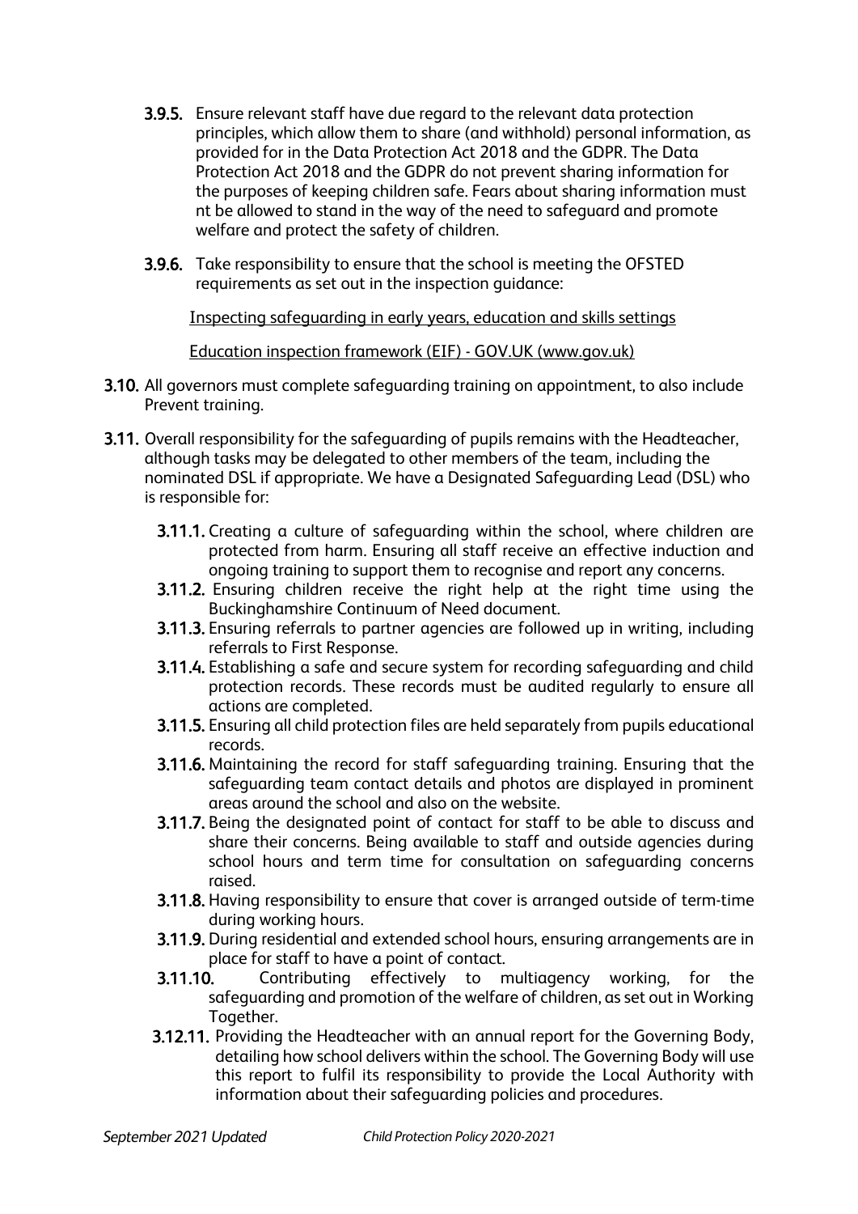**3.9.5.** Ensure relevant staff have due regard to the relevant data protection principles, which allow them to share (and withhold) personal information, as provided for in the Data Protection Act 2018 and the GDPR. The Data Protection Act 2018 and the GDPR do not prevent sharing information for the purposes of keeping children safe. Fears about sharing information must nt be allowed to stand in the way of the need to safeguard and promote welfare and protect the safety of children.

**3.9.6.** Take responsibility to ensure that the school is meeting the OFSTED requirements as set out in the inspection guidance:

Inspecting safeguarding in early years, education and skills settings

Education inspection framework (EIF) - GOV.UK (www.gov.uk)

**3.10.** All governors must complete safeguarding training on appointment, to also include Prevent training.

**3.11.** Overall responsibility for the safeguarding of pupils remains with the Headteacher, although tasks may be delegated to other members of the team, including the nominated DSL if appropriate. We have a Designated Safeguarding Lead (DSL) who is responsible for:

**3.11.1.** Creating a culture of safeguarding within the school, where children are protected from harm. Ensuring all staff receive an effective induction and ongoing training to support them to recognise and report any concerns.

**3.11.2.** Ensuring children receive the right help at the right time using the Buckinghamshire Continuum of Need document.

**3.11.3.** Ensuring referrals to partner agencies are followed up in writing, including referrals to First Response.

**3.11.4.** Establishing a safe and secure system for recording safeguarding and child protection records. These records must be audited regularly to ensure all actions are completed.

**3.11.5.** Ensuring all child protection files are held separately from pupils educational records.

**3.11.6.** Maintaining the record for staff safeguarding training. Ensuring that the safeguarding team contact details and photos are displayed in prominent areas around the school and also on the website.

**3.11.7.** Being the designated point of contact for staff to be able to discuss and share their concerns. Being available to staff and outside agencies during school hours and term time for consultation on safeguarding concerns raised.

**3.11.8.** Having responsibility to ensure that cover is arranged outside of term-time during working hours.

**3.11.9.** During residential and extended school hours, ensuring arrangements are in place for staff to have a point of contact.

**3.11.10.** Contributing effectively to multiagency working, for the safeguarding and promotion of the welfare of children, as set out in Working Together.

**3.12.11.** Providing the Headteacher with an annual report for the Governing Body, detailing how school delivers within the school. The Governing Body will use this report to fulfil its responsibility to provide the Local Authority with information about their safeguarding policies and procedures.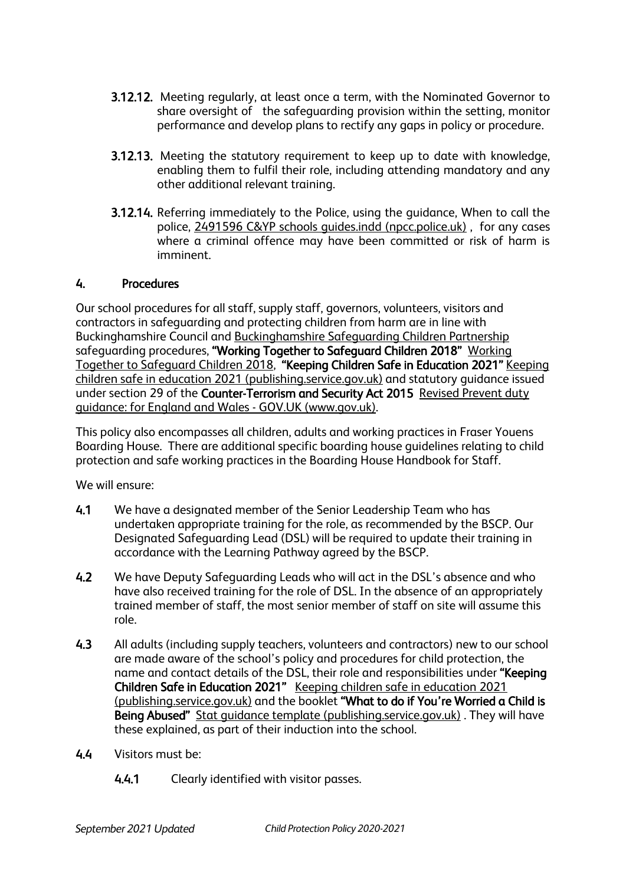**3.12.12.** Meeting regularly, at least once a term, with the Nominated Governor to share oversight of the safeguarding provision within the setting, monitor performance and develop plans to rectify any gaps in policy or procedure.

**3.12.13.** Meeting the statutory requirement to keep up to date with knowledge, enabling them to fulfil their role, including attending mandatory and any other additional relevant training.

**3.12.14.** Referring immediately to the Police, using the guidance, When to call the police, 2491596 C&YP schools guides.indd (npcc.police.uk) , for any cases where a criminal offence may have been committed or risk of harm is imminent.

## 4. Procedures

Our school procedures for all staff, supply staff, governors, volunteers, visitors and contractors in safeguarding and protecting children from harm are in line with Buckinghamshire Council and Buckinghamshire Safeguarding Children Partnership safeguarding procedures, **"Working Together to Safeguard Children 2018"** Working Together to Safeguard Children 2018, **"Keeping Children Safe in Education 2021"** Keeping children safe in education 2021 (publishing.service.gov.uk) and statutory guidance issued under section 29 of the **Counter-Terrorism and Security Act 2015** Revised Prevent duty guidance: for England and Wales - GOV.UK (www.gov.uk).

This policy also encompasses all children, adults and working practices in Fraser Youens Boarding House. There are additional specific boarding house guidelines relating to child protection and safe working practices in the Boarding House Handbook for Staff.

We will ensure:

**4.1** We have a designated member of the Senior Leadership Team who has undertaken appropriate training for the role, as recommended by the BSCP. Our Designated Safeguarding Lead (DSL) will be required to update their training in accordance with the Learning Pathway agreed by the BSCP.

**4.2** We have Deputy Safeguarding Leads who will act in the DSL's absence and who have also received training for the role of DSL. In the absence of an appropriately trained member of staff, the most senior member of staff on site will assume this role.

**4.3** All adults (including supply teachers, volunteers and contractors) new to our school are made aware of the school's policy and procedures for child protection, the name and contact details of the DSL, their role and responsibilities under **"Keeping Children Safe in Education 2021"** Keeping children safe in education 2021 (publishing.service.gov.uk) and the booklet **"What to do if You're Worried a Child is Being Abused"** Stat guidance template (publishing.service.gov.uk) . They will have these explained, as part of their induction into the school.

**4.4** Visitors must be:

**4.4.1** Clearly identified with visitor passes.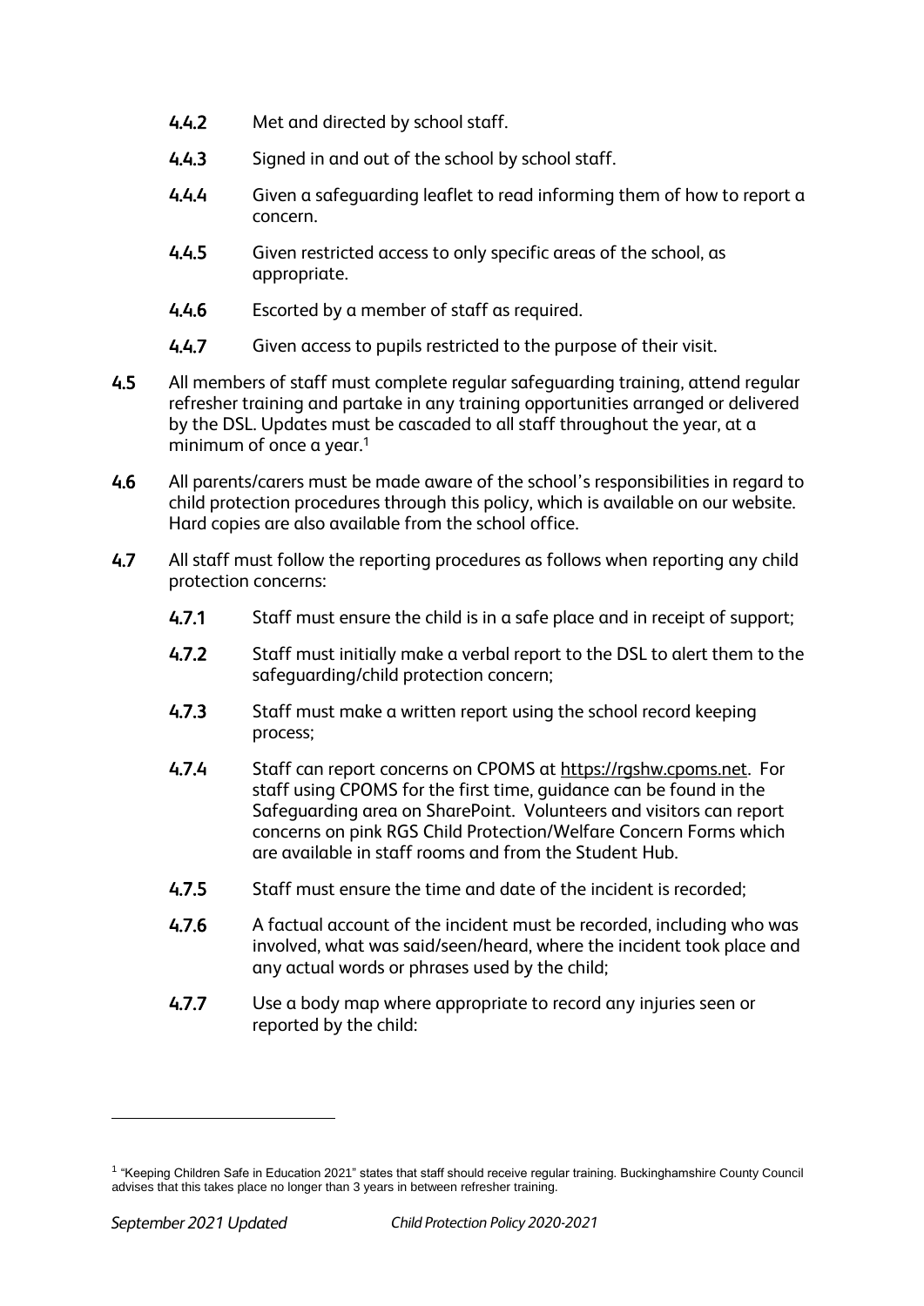4.4.2 Met and directed by school staff.

4.4.3 Signed in and out of the school by school staff.

4.4.4 Given a safeguarding leaflet to read informing them of how to report a concern.

4.4.5 Given restricted access to only specific areas of the school, as appropriate.

4.4.6 Escorted by a member of staff as required.

4.4.7 Given access to pupils restricted to the purpose of their visit.

**4.5** All members of staff must complete regular safeguarding training, attend regular refresher training and partake in any training opportunities arranged or delivered by the DSL. Updates must be cascaded to all staff throughout the year, at a minimum of once a year.[1]

**4.6** All parents/carers must be made aware of the school's responsibilities in regard to child protection procedures through this policy, which is available on our website. Hard copies are also available from the school office.

**4.7** All staff must follow the reporting procedures as follows when reporting any child protection concerns:

4.7.1 Staff must ensure the child is in a safe place and in receipt of support;

4.7.2 Staff must initially make a verbal report to the DSL to alert them to the safeguarding/child protection concern;

4.7.3 Staff must make a written report using the school record keeping process;

4.7.4 Staff can report concerns on CPOMS at https://rgshw.cpoms.net. For staff using CPOMS for the first time, guidance can be found in the Safeguarding area on SharePoint. Volunteers and visitors can report concerns on pink RGS Child Protection/Welfare Concern Forms which are available in staff rooms and from the Student Hub.

4.7.5 Staff must ensure the time and date of the incident is recorded;

4.7.6 A factual account of the incident must be recorded, including who was involved, what was said/seen/heard, where the incident took place and any actual words or phrases used by the child;

4.7.7 Use a body map where appropriate to record any injuries seen or reported by the child:

---

[1] "Keeping Children Safe in Education 2021" states that staff should receive regular training. Buckinghamshire County Council advises that this takes place no longer than 3 years in between refresher training.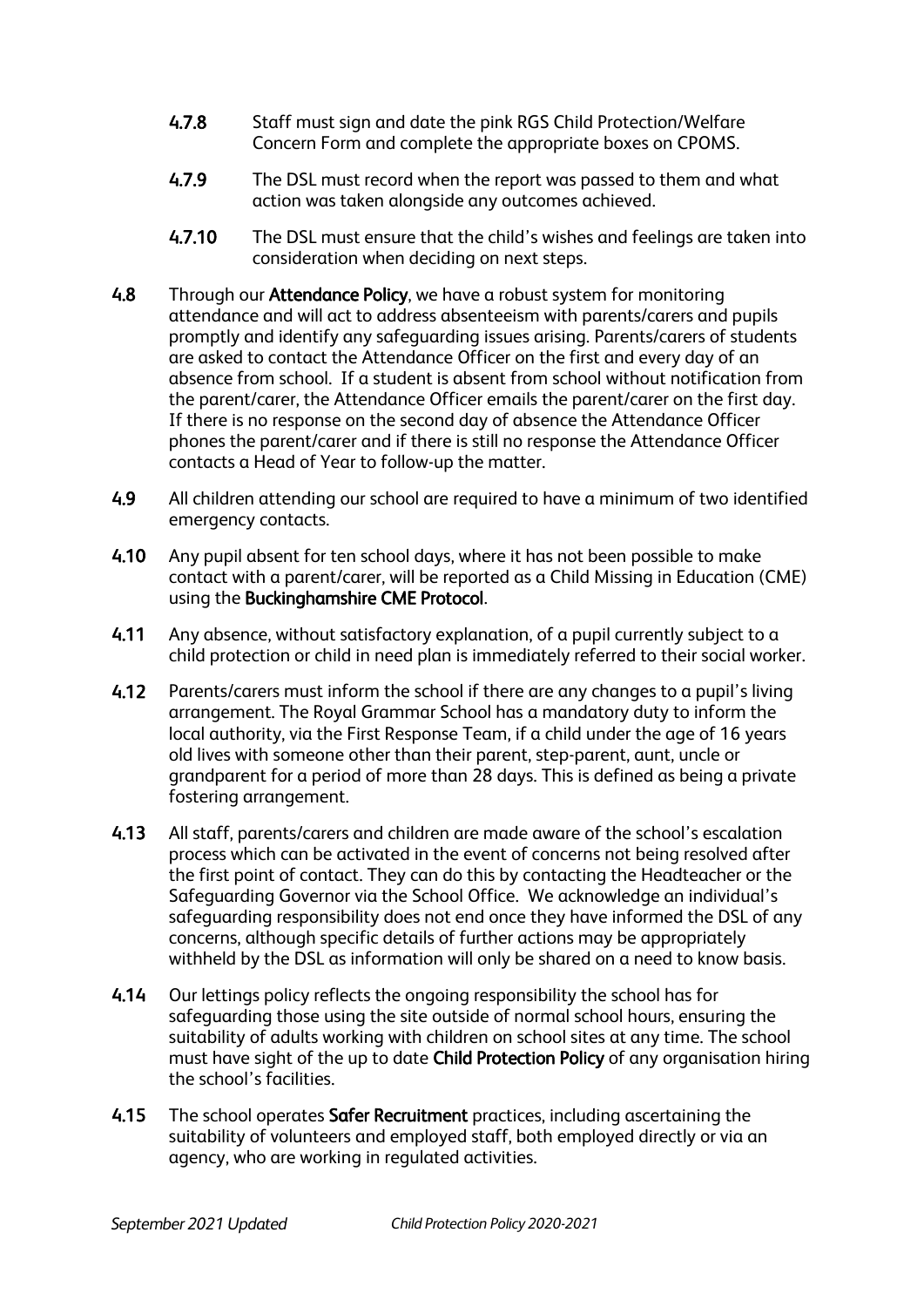**4.7.8** Staff must sign and date the pink RGS Child Protection/Welfare Concern Form and complete the appropriate boxes on CPOMS.

**4.7.9** The DSL must record when the report was passed to them and what action was taken alongside any outcomes achieved.

**4.7.10** The DSL must ensure that the child's wishes and feelings are taken into consideration when deciding on next steps.

**4.8** Through our **Attendance Policy**, we have a robust system for monitoring attendance and will act to address absenteeism with parents/carers and pupils promptly and identify any safeguarding issues arising. Parents/carers of students are asked to contact the Attendance Officer on the first and every day of an absence from school. If a student is absent from school without notification from the parent/carer, the Attendance Officer emails the parent/carer on the first day. If there is no response on the second day of absence the Attendance Officer phones the parent/carer and if there is still no response the Attendance Officer contacts a Head of Year to follow-up the matter.

**4.9** All children attending our school are required to have a minimum of two identified emergency contacts.

**4.10** Any pupil absent for ten school days, where it has not been possible to make contact with a parent/carer, will be reported as a Child Missing in Education (CME) using the **Buckinghamshire CME Protocol**.

**4.11** Any absence, without satisfactory explanation, of a pupil currently subject to a child protection or child in need plan is immediately referred to their social worker.

**4.12** Parents/carers must inform the school if there are any changes to a pupil's living arrangement. The Royal Grammar School has a mandatory duty to inform the local authority, via the First Response Team, if a child under the age of 16 years old lives with someone other than their parent, step-parent, aunt, uncle or grandparent for a period of more than 28 days. This is defined as being a private fostering arrangement.

**4.13** All staff, parents/carers and children are made aware of the school's escalation process which can be activated in the event of concerns not being resolved after the first point of contact. They can do this by contacting the Headteacher or the Safeguarding Governor via the School Office. We acknowledge an individual's safeguarding responsibility does not end once they have informed the DSL of any concerns, although specific details of further actions may be appropriately withheld by the DSL as information will only be shared on a need to know basis.

**4.14** Our lettings policy reflects the ongoing responsibility the school has for safeguarding those using the site outside of normal school hours, ensuring the suitability of adults working with children on school sites at any time. The school must have sight of the up to date **Child Protection Policy** of any organisation hiring the school's facilities.

**4.15** The school operates **Safer Recruitment** practices, including ascertaining the suitability of volunteers and employed staff, both employed directly or via an agency, who are working in regulated activities.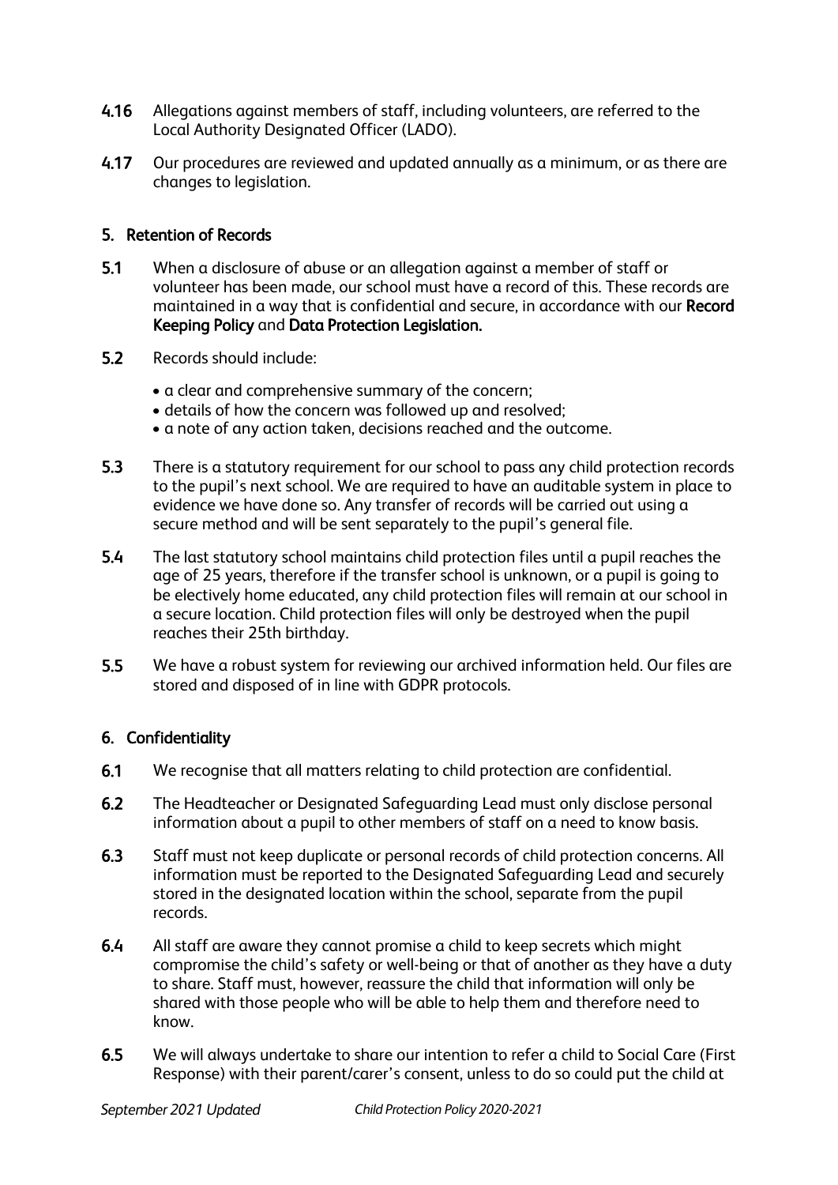**4.16** Allegations against members of staff, including volunteers, are referred to the Local Authority Designated Officer (LADO).

**4.17** Our procedures are reviewed and updated annually as a minimum, or as there are changes to legislation.

## 5. Retention of Records

**5.1** When a disclosure of abuse or an allegation against a member of staff or volunteer has been made, our school must have a record of this. These records are maintained in a way that is confidential and secure, in accordance with our **Record Keeping Policy** and **Data Protection Legislation.**

**5.2** Records should include:

- a clear and comprehensive summary of the concern;
- details of how the concern was followed up and resolved;
- a note of any action taken, decisions reached and the outcome.

**5.3** There is a statutory requirement for our school to pass any child protection records to the pupil's next school. We are required to have an auditable system in place to evidence we have done so. Any transfer of records will be carried out using a secure method and will be sent separately to the pupil's general file.

**5.4** The last statutory school maintains child protection files until a pupil reaches the age of 25 years, therefore if the transfer school is unknown, or a pupil is going to be electively home educated, any child protection files will remain at our school in a secure location. Child protection files will only be destroyed when the pupil reaches their 25th birthday.

**5.5** We have a robust system for reviewing our archived information held. Our files are stored and disposed of in line with GDPR protocols.

## 6. Confidentiality

**6.1** We recognise that all matters relating to child protection are confidential.

**6.2** The Headteacher or Designated Safeguarding Lead must only disclose personal information about a pupil to other members of staff on a need to know basis.

**6.3** Staff must not keep duplicate or personal records of child protection concerns. All information must be reported to the Designated Safeguarding Lead and securely stored in the designated location within the school, separate from the pupil records.

**6.4** All staff are aware they cannot promise a child to keep secrets which might compromise the child's safety or well-being or that of another as they have a duty to share. Staff must, however, reassure the child that information will only be shared with those people who will be able to help them and therefore need to know.

**6.5** We will always undertake to share our intention to refer a child to Social Care (First Response) with their parent/carer's consent, unless to do so could put the child at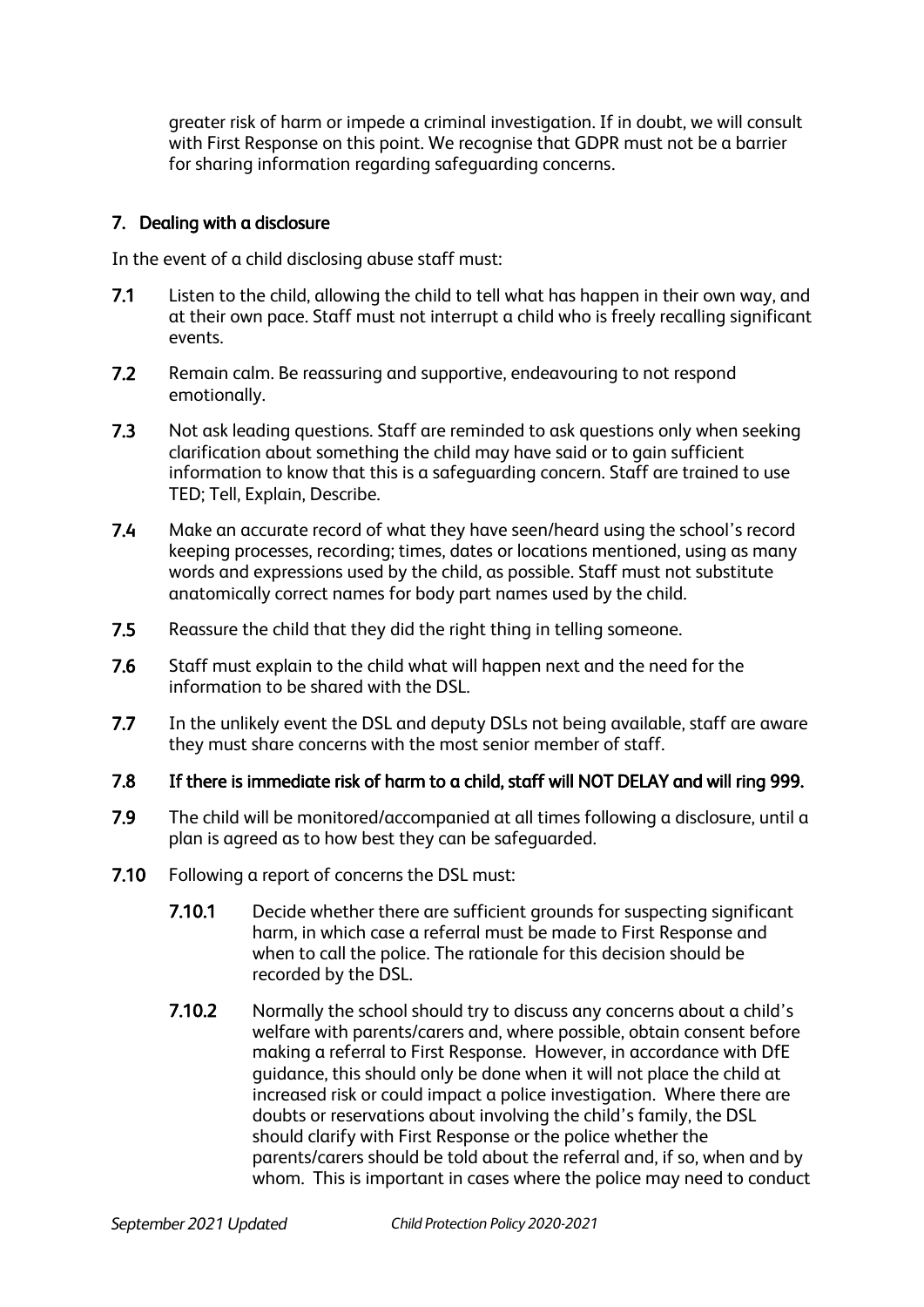greater risk of harm or impede a criminal investigation. If in doubt, we will consult with First Response on this point. We recognise that GDPR must not be a barrier for sharing information regarding safeguarding concerns.

## 7. Dealing with a disclosure

In the event of a child disclosing abuse staff must:

**7.1** Listen to the child, allowing the child to tell what has happen in their own way, and at their own pace. Staff must not interrupt a child who is freely recalling significant events.

**7.2** Remain calm. Be reassuring and supportive, endeavouring to not respond emotionally.

**7.3** Not ask leading questions. Staff are reminded to ask questions only when seeking clarification about something the child may have said or to gain sufficient information to know that this is a safeguarding concern. Staff are trained to use TED; Tell, Explain, Describe.

**7.4** Make an accurate record of what they have seen/heard using the school's record keeping processes, recording; times, dates or locations mentioned, using as many words and expressions used by the child, as possible. Staff must not substitute anatomically correct names for body part names used by the child.

**7.5** Reassure the child that they did the right thing in telling someone.

**7.6** Staff must explain to the child what will happen next and the need for the information to be shared with the DSL.

**7.7** In the unlikely event the DSL and deputy DSLs not being available, staff are aware they must share concerns with the most senior member of staff.

**7.8 If there is immediate risk of harm to a child, staff will NOT DELAY and will ring 999.**

**7.9** The child will be monitored/accompanied at all times following a disclosure, until a plan is agreed as to how best they can be safeguarded.

**7.10** Following a report of concerns the DSL must:

**7.10.1** Decide whether there are sufficient grounds for suspecting significant harm, in which case a referral must be made to First Response and when to call the police. The rationale for this decision should be recorded by the DSL.

**7.10.2** Normally the school should try to discuss any concerns about a child's welfare with parents/carers and, where possible, obtain consent before making a referral to First Response. However, in accordance with DfE guidance, this should only be done when it will not place the child at increased risk or could impact a police investigation. Where there are doubts or reservations about involving the child's family, the DSL should clarify with First Response or the police whether the parents/carers should be told about the referral and, if so, when and by whom. This is important in cases where the police may need to conduct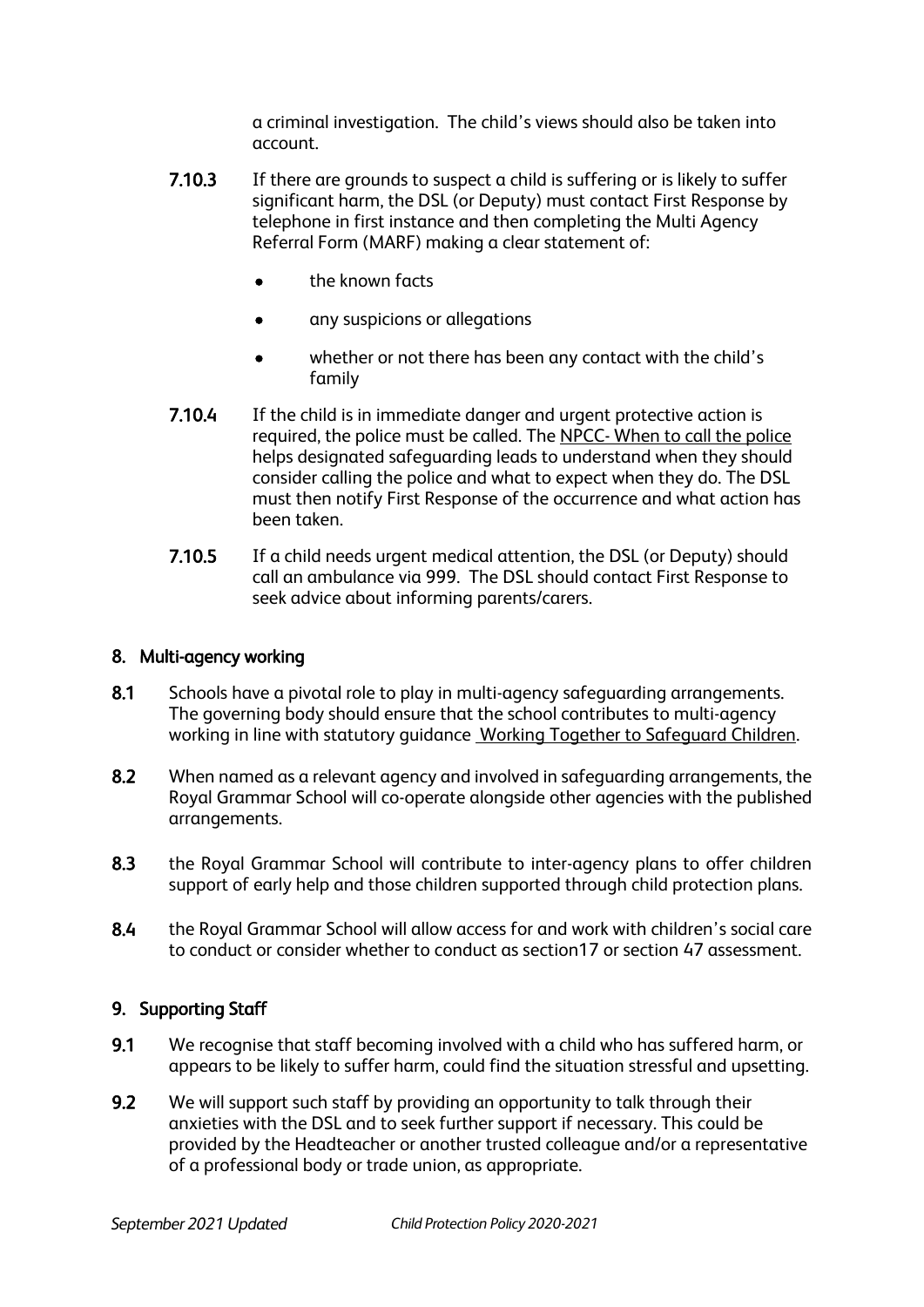a criminal investigation. The child's views should also be taken into account.

**7.10.3** If there are grounds to suspect a child is suffering or is likely to suffer significant harm, the DSL (or Deputy) must contact First Response by telephone in first instance and then completing the Multi Agency Referral Form (MARF) making a clear statement of:

- the known facts
- any suspicions or allegations
- whether or not there has been any contact with the child's family

**7.10.4** If the child is in immediate danger and urgent protective action is required, the police must be called. The NPCC- When to call the police helps designated safeguarding leads to understand when they should consider calling the police and what to expect when they do. The DSL must then notify First Response of the occurrence and what action has been taken.

**7.10.5** If a child needs urgent medical attention, the DSL (or Deputy) should call an ambulance via 999. The DSL should contact First Response to seek advice about informing parents/carers.

## 8. Multi-agency working

**8.1** Schools have a pivotal role to play in multi-agency safeguarding arrangements. The governing body should ensure that the school contributes to multi-agency working in line with statutory guidance Working Together to Safeguard Children.

**8.2** When named as a relevant agency and involved in safeguarding arrangements, the Royal Grammar School will co-operate alongside other agencies with the published arrangements.

**8.3** the Royal Grammar School will contribute to inter-agency plans to offer children support of early help and those children supported through child protection plans.

**8.4** the Royal Grammar School will allow access for and work with children's social care to conduct or consider whether to conduct as section17 or section 47 assessment.

## 9. Supporting Staff

**9.1** We recognise that staff becoming involved with a child who has suffered harm, or appears to be likely to suffer harm, could find the situation stressful and upsetting.

**9.2** We will support such staff by providing an opportunity to talk through their anxieties with the DSL and to seek further support if necessary. This could be provided by the Headteacher or another trusted colleague and/or a representative of a professional body or trade union, as appropriate.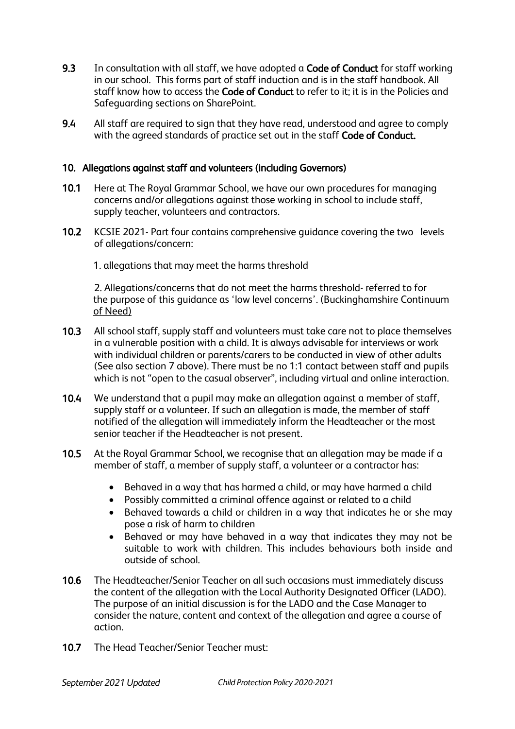**9.3** In consultation with all staff, we have adopted a **Code of Conduct** for staff working in our school. This forms part of staff induction and is in the staff handbook. All staff know how to access the **Code of Conduct** to refer to it; it is in the Policies and Safeguarding sections on SharePoint.

**9.4** All staff are required to sign that they have read, understood and agree to comply with the agreed standards of practice set out in the staff **Code of Conduct.**

## 10. Allegations against staff and volunteers (including Governors)

**10.1** Here at The Royal Grammar School, we have our own procedures for managing concerns and/or allegations against those working in school to include staff, supply teacher, volunteers and contractors.

**10.2** KCSIE 2021- Part four contains comprehensive guidance covering the two levels of allegations/concern:

1. allegations that may meet the harms threshold

2. Allegations/concerns that do not meet the harms threshold- referred to for the purpose of this guidance as 'low level concerns'. (Buckinghamshire Continuum of Need)

**10.3** All school staff, supply staff and volunteers must take care not to place themselves in a vulnerable position with a child. It is always advisable for interviews or work with individual children or parents/carers to be conducted in view of other adults (See also section 7 above). There must be no 1:1 contact between staff and pupils which is not "open to the casual observer", including virtual and online interaction.

**10.4** We understand that a pupil may make an allegation against a member of staff, supply staff or a volunteer. If such an allegation is made, the member of staff notified of the allegation will immediately inform the Headteacher or the most senior teacher if the Headteacher is not present.

**10.5** At the Royal Grammar School, we recognise that an allegation may be made if a member of staff, a member of supply staff, a volunteer or a contractor has:

- Behaved in a way that has harmed a child, or may have harmed a child
- Possibly committed a criminal offence against or related to a child
- Behaved towards a child or children in a way that indicates he or she may pose a risk of harm to children
- Behaved or may have behaved in a way that indicates they may not be suitable to work with children. This includes behaviours both inside and outside of school.

**10.6** The Headteacher/Senior Teacher on all such occasions must immediately discuss the content of the allegation with the Local Authority Designated Officer (LADO). The purpose of an initial discussion is for the LADO and the Case Manager to consider the nature, content and context of the allegation and agree a course of action.

**10.7** The Head Teacher/Senior Teacher must: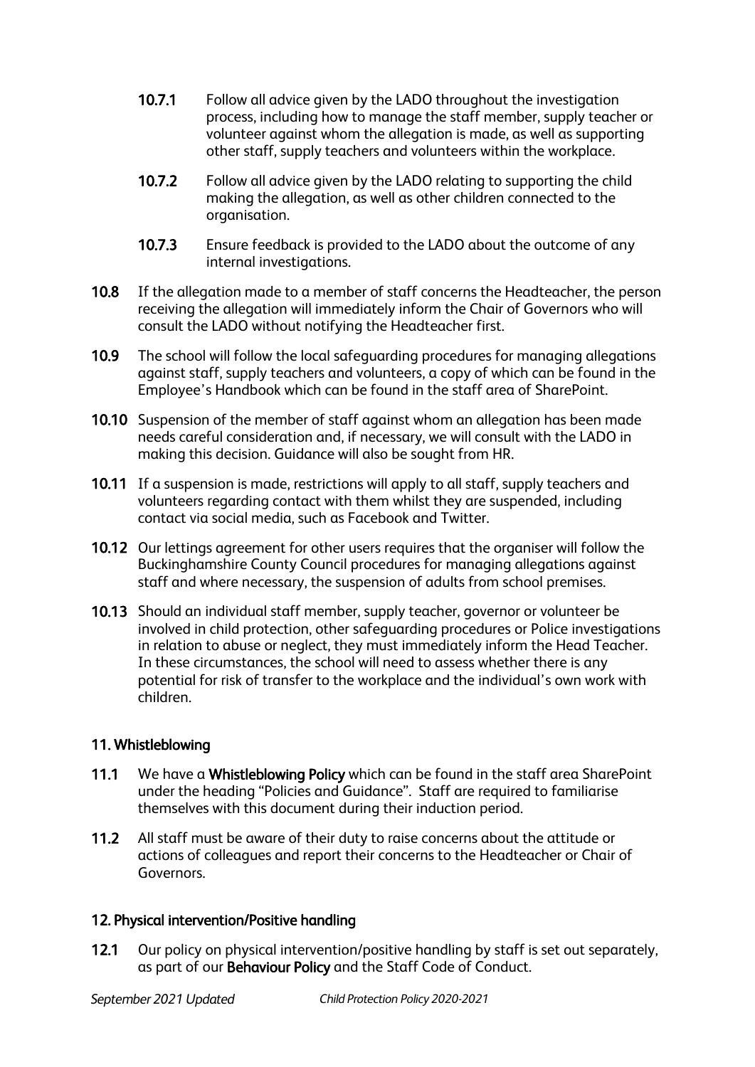**10.7.1** Follow all advice given by the LADO throughout the investigation process, including how to manage the staff member, supply teacher or volunteer against whom the allegation is made, as well as supporting other staff, supply teachers and volunteers within the workplace.

**10.7.2** Follow all advice given by the LADO relating to supporting the child making the allegation, as well as other children connected to the organisation.

**10.7.3** Ensure feedback is provided to the LADO about the outcome of any internal investigations.

**10.8** If the allegation made to a member of staff concerns the Headteacher, the person receiving the allegation will immediately inform the Chair of Governors who will consult the LADO without notifying the Headteacher first.

**10.9** The school will follow the local safeguarding procedures for managing allegations against staff, supply teachers and volunteers, a copy of which can be found in the Employee's Handbook which can be found in the staff area of SharePoint.

**10.10** Suspension of the member of staff against whom an allegation has been made needs careful consideration and, if necessary, we will consult with the LADO in making this decision. Guidance will also be sought from HR.

**10.11** If a suspension is made, restrictions will apply to all staff, supply teachers and volunteers regarding contact with them whilst they are suspended, including contact via social media, such as Facebook and Twitter.

**10.12** Our lettings agreement for other users requires that the organiser will follow the Buckinghamshire County Council procedures for managing allegations against staff and where necessary, the suspension of adults from school premises.

**10.13** Should an individual staff member, supply teacher, governor or volunteer be involved in child protection, other safeguarding procedures or Police investigations in relation to abuse or neglect, they must immediately inform the Head Teacher. In these circumstances, the school will need to assess whether there is any potential for risk of transfer to the workplace and the individual's own work with children.

## 11. Whistleblowing

**11.1** We have a **Whistleblowing Policy** which can be found in the staff area SharePoint under the heading "Policies and Guidance". Staff are required to familiarise themselves with this document during their induction period.

**11.2** All staff must be aware of their duty to raise concerns about the attitude or actions of colleagues and report their concerns to the Headteacher or Chair of Governors.

## 12. Physical intervention/Positive handling

**12.1** Our policy on physical intervention/positive handling by staff is set out separately, as part of our **Behaviour Policy** and the Staff Code of Conduct.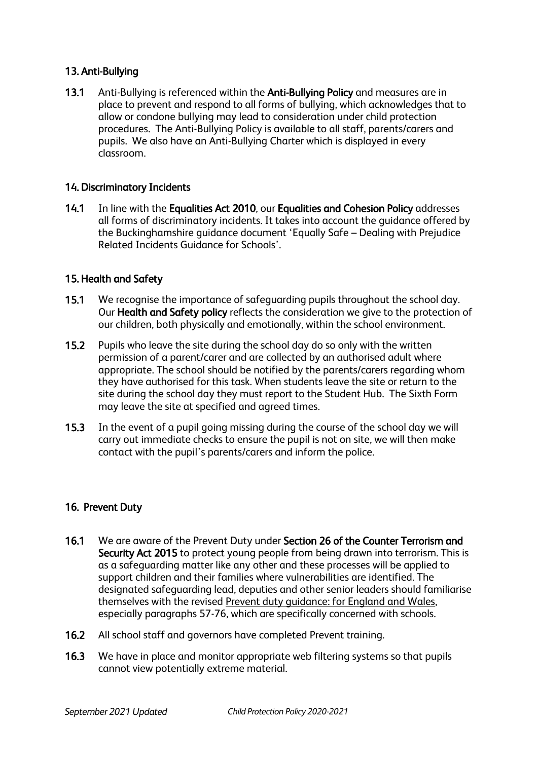## 13. Anti-Bullying

**13.1** Anti-Bullying is referenced within the **Anti-Bullying Policy** and measures are in place to prevent and respond to all forms of bullying, which acknowledges that to allow or condone bullying may lead to consideration under child protection procedures. The Anti-Bullying Policy is available to all staff, parents/carers and pupils. We also have an Anti-Bullying Charter which is displayed in every classroom.

## 14. Discriminatory Incidents

**14.1** In line with the **Equalities Act 2010**, our **Equalities and Cohesion Policy** addresses all forms of discriminatory incidents. It takes into account the guidance offered by the Buckinghamshire guidance document 'Equally Safe – Dealing with Prejudice Related Incidents Guidance for Schools'.

## 15. Health and Safety

**15.1** We recognise the importance of safeguarding pupils throughout the school day. Our **Health and Safety policy** reflects the consideration we give to the protection of our children, both physically and emotionally, within the school environment.

**15.2** Pupils who leave the site during the school day do so only with the written permission of a parent/carer and are collected by an authorised adult where appropriate. The school should be notified by the parents/carers regarding whom they have authorised for this task. When students leave the site or return to the site during the school day they must report to the Student Hub. The Sixth Form may leave the site at specified and agreed times.

**15.3** In the event of a pupil going missing during the course of the school day we will carry out immediate checks to ensure the pupil is not on site, we will then make contact with the pupil's parents/carers and inform the police.

## 16. Prevent Duty

**16.1** We are aware of the Prevent Duty under **Section 26 of the Counter Terrorism and Security Act 2015** to protect young people from being drawn into terrorism. This is as a safeguarding matter like any other and these processes will be applied to support children and their families where vulnerabilities are identified. The designated safeguarding lead, deputies and other senior leaders should familiarise themselves with the revised Prevent duty guidance: for England and Wales, especially paragraphs 57-76, which are specifically concerned with schools.

**16.2** All school staff and governors have completed Prevent training.

**16.3** We have in place and monitor appropriate web filtering systems so that pupils cannot view potentially extreme material.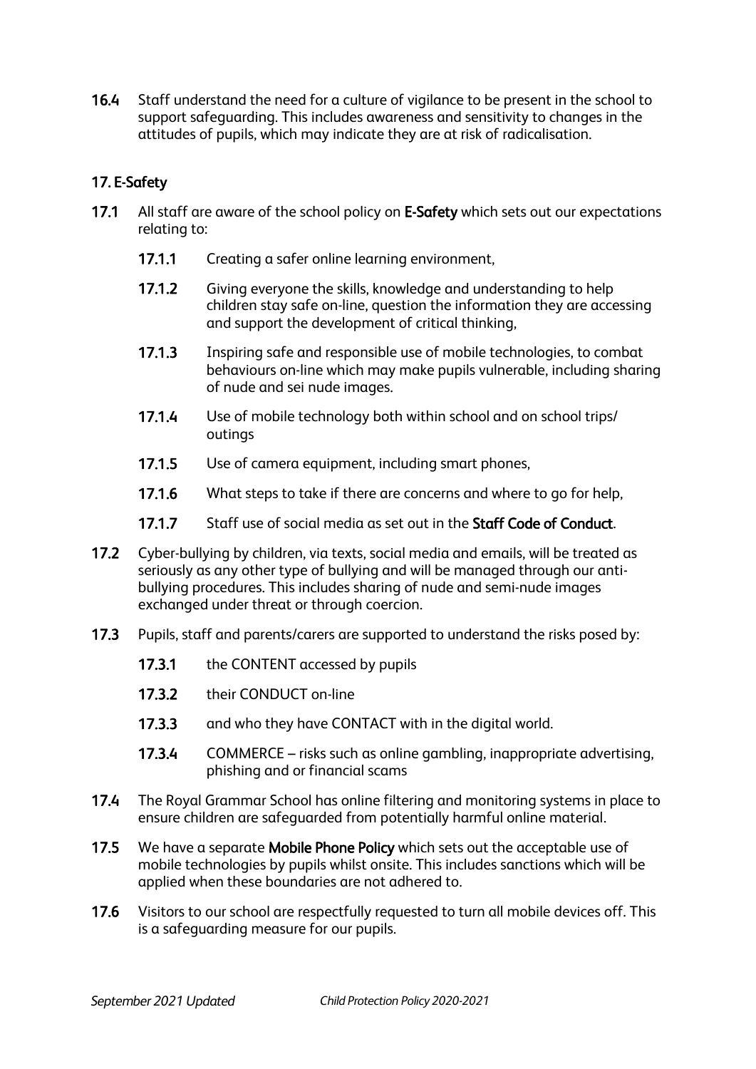**16.4** Staff understand the need for a culture of vigilance to be present in the school to support safeguarding. This includes awareness and sensitivity to changes in the attitudes of pupils, which may indicate they are at risk of radicalisation.

## 17. E-Safety

**17.1** All staff are aware of the school policy on **E-Safety** which sets out our expectations relating to:

- **17.1.1** Creating a safer online learning environment,
- **17.1.2** Giving everyone the skills, knowledge and understanding to help children stay safe on-line, question the information they are accessing and support the development of critical thinking,
- **17.1.3** Inspiring safe and responsible use of mobile technologies, to combat behaviours on-line which may make pupils vulnerable, including sharing of nude and sei nude images.
- **17.1.4** Use of mobile technology both within school and on school trips/ outings
- **17.1.5** Use of camera equipment, including smart phones,
- **17.1.6** What steps to take if there are concerns and where to go for help,
- **17.1.7** Staff use of social media as set out in the **Staff Code of Conduct**.

**17.2** Cyber-bullying by children, via texts, social media and emails, will be treated as seriously as any other type of bullying and will be managed through our anti-bullying procedures. This includes sharing of nude and semi-nude images exchanged under threat or through coercion.

**17.3** Pupils, staff and parents/carers are supported to understand the risks posed by:

- **17.3.1** the CONTENT accessed by pupils
- **17.3.2** their CONDUCT on-line
- **17.3.3** and who they have CONTACT with in the digital world.
- **17.3.4** COMMERCE – risks such as online gambling, inappropriate advertising, phishing and or financial scams

**17.4** The Royal Grammar School has online filtering and monitoring systems in place to ensure children are safeguarded from potentially harmful online material.

**17.5** We have a separate **Mobile Phone Policy** which sets out the acceptable use of mobile technologies by pupils whilst onsite. This includes sanctions which will be applied when these boundaries are not adhered to.

**17.6** Visitors to our school are respectfully requested to turn all mobile devices off. This is a safeguarding measure for our pupils.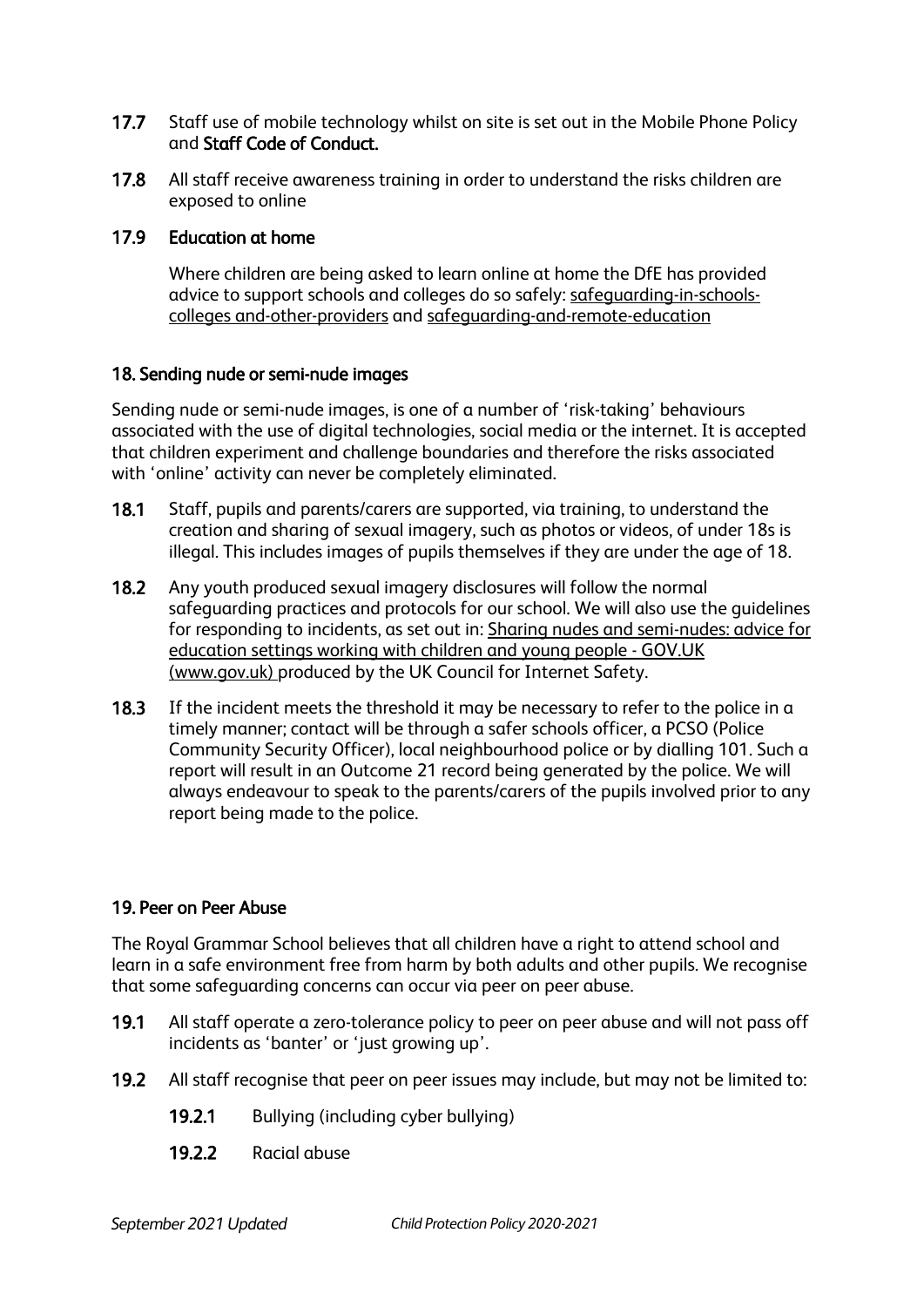**17.7** Staff use of mobile technology whilst on site is set out in the Mobile Phone Policy and **Staff Code of Conduct.**

**17.8** All staff receive awareness training in order to understand the risks children are exposed to online

**17.9 Education at home**

Where children are being asked to learn online at home the DfE has provided advice to support schools and colleges do so safely: safeguarding-in-schools-colleges and-other-providers and safeguarding-and-remote-education

## 18. Sending nude or semi-nude images

Sending nude or semi-nude images, is one of a number of 'risk-taking' behaviours associated with the use of digital technologies, social media or the internet. It is accepted that children experiment and challenge boundaries and therefore the risks associated with 'online' activity can never be completely eliminated.

**18.1** Staff, pupils and parents/carers are supported, via training, to understand the creation and sharing of sexual imagery, such as photos or videos, of under 18s is illegal. This includes images of pupils themselves if they are under the age of 18.

**18.2** Any youth produced sexual imagery disclosures will follow the normal safeguarding practices and protocols for our school. We will also use the guidelines for responding to incidents, as set out in: Sharing nudes and semi-nudes: advice for education settings working with children and young people - GOV.UK (www.gov.uk) produced by the UK Council for Internet Safety.

**18.3** If the incident meets the threshold it may be necessary to refer to the police in a timely manner; contact will be through a safer schools officer, a PCSO (Police Community Security Officer), local neighbourhood police or by dialling 101. Such a report will result in an Outcome 21 record being generated by the police. We will always endeavour to speak to the parents/carers of the pupils involved prior to any report being made to the police.

## 19. Peer on Peer Abuse

The Royal Grammar School believes that all children have a right to attend school and learn in a safe environment free from harm by both adults and other pupils. We recognise that some safeguarding concerns can occur via peer on peer abuse.

**19.1** All staff operate a zero-tolerance policy to peer on peer abuse and will not pass off incidents as 'banter' or 'just growing up'.

**19.2** All staff recognise that peer on peer issues may include, but may not be limited to:

- **19.2.1** Bullying (including cyber bullying)
- **19.2.2** Racial abuse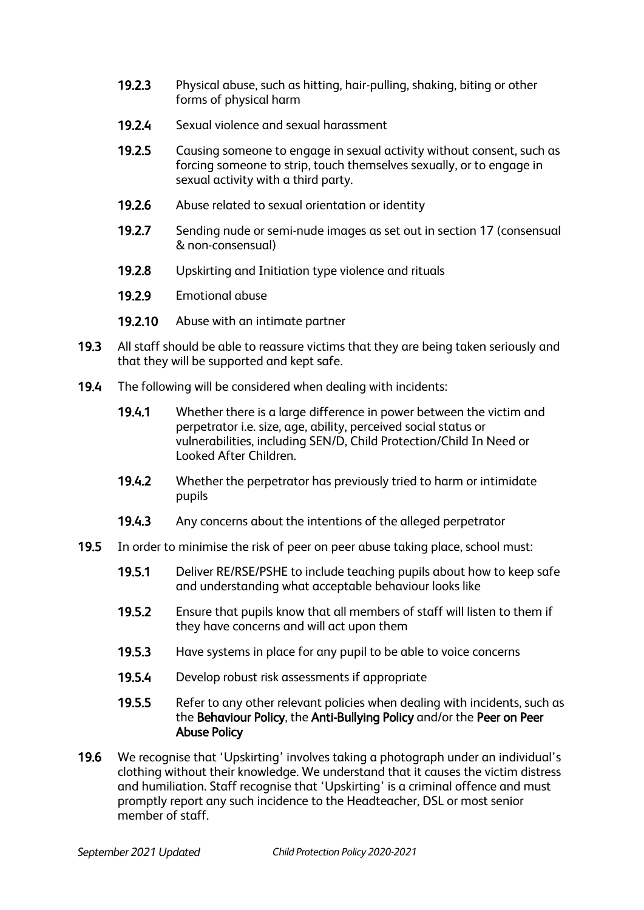**19.2.3** Physical abuse, such as hitting, hair-pulling, shaking, biting or other forms of physical harm

**19.2.4** Sexual violence and sexual harassment

**19.2.5** Causing someone to engage in sexual activity without consent, such as forcing someone to strip, touch themselves sexually, or to engage in sexual activity with a third party.

**19.2.6** Abuse related to sexual orientation or identity

**19.2.7** Sending nude or semi-nude images as set out in section 17 (consensual & non-consensual)

**19.2.8** Upskirting and Initiation type violence and rituals

**19.2.9** Emotional abuse

**19.2.10** Abuse with an intimate partner

**19.3** All staff should be able to reassure victims that they are being taken seriously and that they will be supported and kept safe.

**19.4** The following will be considered when dealing with incidents:

**19.4.1** Whether there is a large difference in power between the victim and perpetrator i.e. size, age, ability, perceived social status or vulnerabilities, including SEN/D, Child Protection/Child In Need or Looked After Children.

**19.4.2** Whether the perpetrator has previously tried to harm or intimidate pupils

**19.4.3** Any concerns about the intentions of the alleged perpetrator

**19.5** In order to minimise the risk of peer on peer abuse taking place, school must:

**19.5.1** Deliver RE/RSE/PSHE to include teaching pupils about how to keep safe and understanding what acceptable behaviour looks like

**19.5.2** Ensure that pupils know that all members of staff will listen to them if they have concerns and will act upon them

**19.5.3** Have systems in place for any pupil to be able to voice concerns

**19.5.4** Develop robust risk assessments if appropriate

**19.5.5** Refer to any other relevant policies when dealing with incidents, such as the **Behaviour Policy**, the **Anti-Bullying Policy** and/or the **Peer on Peer Abuse Policy**

**19.6** We recognise that 'Upskirting' involves taking a photograph under an individual's clothing without their knowledge. We understand that it causes the victim distress and humiliation. Staff recognise that 'Upskirting' is a criminal offence and must promptly report any such incidence to the Headteacher, DSL or most senior member of staff.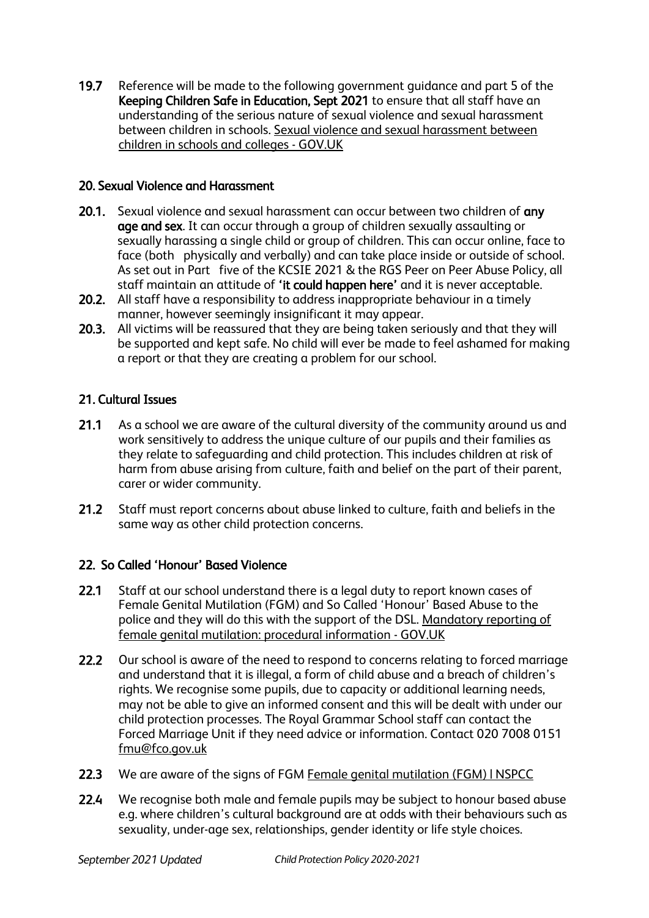**19.7** Reference will be made to the following government guidance and part 5 of the **Keeping Children Safe in Education, Sept 2021** to ensure that all staff have an understanding of the serious nature of sexual violence and sexual harassment between children in schools. Sexual violence and sexual harassment between children in schools and colleges - GOV.UK

## 20. Sexual Violence and Harassment

**20.1.** Sexual violence and sexual harassment can occur between two children of **any age and sex**. It can occur through a group of children sexually assaulting or sexually harassing a single child or group of children. This can occur online, face to face (both physically and verbally) and can take place inside or outside of school. As set out in Part five of the KCSIE 2021 & the RGS Peer on Peer Abuse Policy, all staff maintain an attitude of **'it could happen here'** and it is never acceptable.

**20.2.** All staff have a responsibility to address inappropriate behaviour in a timely manner, however seemingly insignificant it may appear.

**20.3.** All victims will be reassured that they are being taken seriously and that they will be supported and kept safe. No child will ever be made to feel ashamed for making a report or that they are creating a problem for our school.

## 21. Cultural Issues

**21.1** As a school we are aware of the cultural diversity of the community around us and work sensitively to address the unique culture of our pupils and their families as they relate to safeguarding and child protection. This includes children at risk of harm from abuse arising from culture, faith and belief on the part of their parent, carer or wider community.

**21.2** Staff must report concerns about abuse linked to culture, faith and beliefs in the same way as other child protection concerns.

## 22. So Called 'Honour' Based Violence

**22.1** Staff at our school understand there is a legal duty to report known cases of Female Genital Mutilation (FGM) and So Called 'Honour' Based Abuse to the police and they will do this with the support of the DSL. Mandatory reporting of female genital mutilation: procedural information - GOV.UK

**22.2** Our school is aware of the need to respond to concerns relating to forced marriage and understand that it is illegal, a form of child abuse and a breach of children's rights. We recognise some pupils, due to capacity or additional learning needs, may not be able to give an informed consent and this will be dealt with under our child protection processes. The Royal Grammar School staff can contact the Forced Marriage Unit if they need advice or information. Contact 020 7008 0151 fmu@fco.gov.uk

**22.3** We are aware of the signs of FGM Female genital mutilation (FGM) | NSPCC

**22.4** We recognise both male and female pupils may be subject to honour based abuse e.g. where children's cultural background are at odds with their behaviours such as sexuality, under-age sex, relationships, gender identity or life style choices.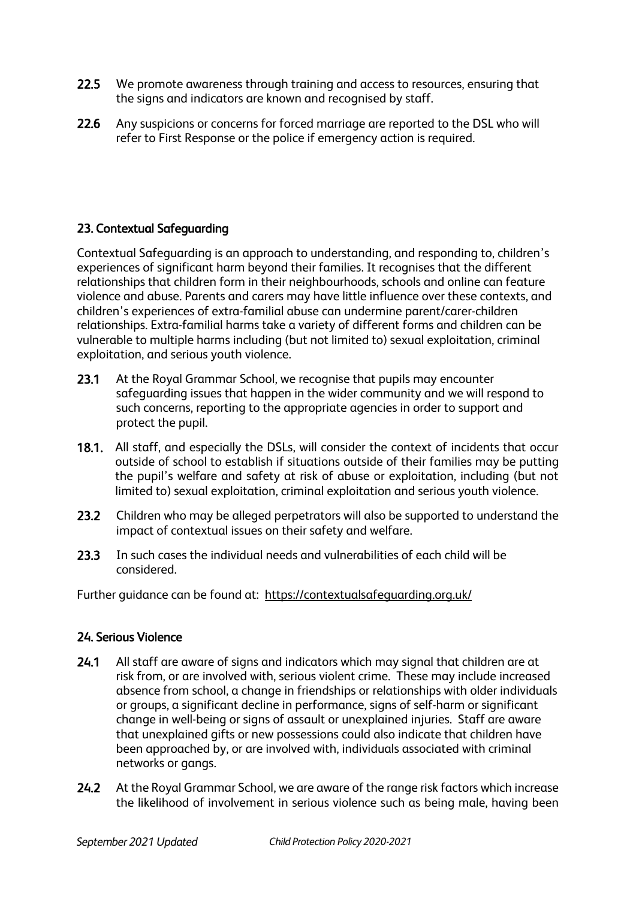22.5 We promote awareness through training and access to resources, ensuring that the signs and indicators are known and recognised by staff.

22.6 Any suspicions or concerns for forced marriage are reported to the DSL who will refer to First Response or the police if emergency action is required.

## 23. Contextual Safeguarding

Contextual Safeguarding is an approach to understanding, and responding to, children's experiences of significant harm beyond their families. It recognises that the different relationships that children form in their neighbourhoods, schools and online can feature violence and abuse. Parents and carers may have little influence over these contexts, and children's experiences of extra-familial abuse can undermine parent/carer-children relationships. Extra-familial harms take a variety of different forms and children can be vulnerable to multiple harms including (but not limited to) sexual exploitation, criminal exploitation, and serious youth violence.

23.1 At the Royal Grammar School, we recognise that pupils may encounter safeguarding issues that happen in the wider community and we will respond to such concerns, reporting to the appropriate agencies in order to support and protect the pupil.

18.1. All staff, and especially the DSLs, will consider the context of incidents that occur outside of school to establish if situations outside of their families may be putting the pupil's welfare and safety at risk of abuse or exploitation, including (but not limited to) sexual exploitation, criminal exploitation and serious youth violence.

23.2 Children who may be alleged perpetrators will also be supported to understand the impact of contextual issues on their safety and welfare.

23.3 In such cases the individual needs and vulnerabilities of each child will be considered.

Further guidance can be found at: https://contextualsafeguarding.org.uk/

## 24. Serious Violence

24.1 All staff are aware of signs and indicators which may signal that children are at risk from, or are involved with, serious violent crime. These may include increased absence from school, a change in friendships or relationships with older individuals or groups, a significant decline in performance, signs of self-harm or significant change in well-being or signs of assault or unexplained injuries. Staff are aware that unexplained gifts or new possessions could also indicate that children have been approached by, or are involved with, individuals associated with criminal networks or gangs.

24.2 At the Royal Grammar School, we are aware of the range risk factors which increase the likelihood of involvement in serious violence such as being male, having been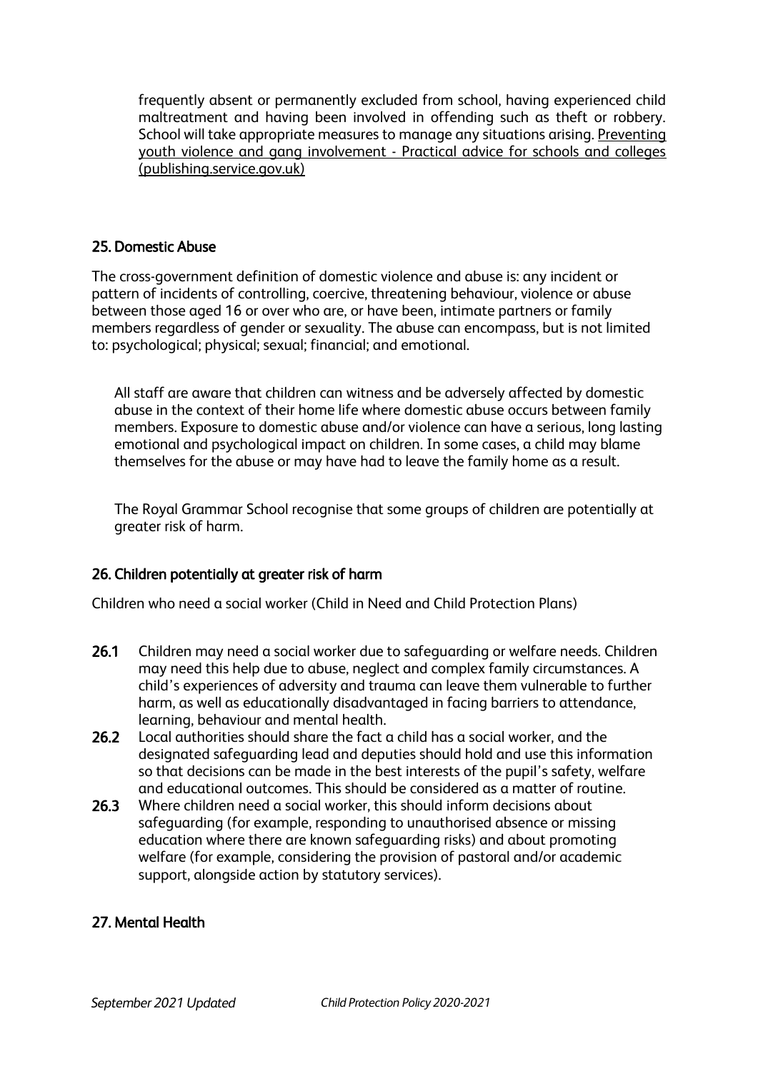frequently absent or permanently excluded from school, having experienced child maltreatment and having been involved in offending such as theft or robbery. School will take appropriate measures to manage any situations arising. Preventing youth violence and gang involvement - Practical advice for schools and colleges (publishing.service.gov.uk)

## 25. Domestic Abuse

The cross-government definition of domestic violence and abuse is: any incident or pattern of incidents of controlling, coercive, threatening behaviour, violence or abuse between those aged 16 or over who are, or have been, intimate partners or family members regardless of gender or sexuality. The abuse can encompass, but is not limited to: psychological; physical; sexual; financial; and emotional.

All staff are aware that children can witness and be adversely affected by domestic abuse in the context of their home life where domestic abuse occurs between family members. Exposure to domestic abuse and/or violence can have a serious, long lasting emotional and psychological impact on children. In some cases, a child may blame themselves for the abuse or may have had to leave the family home as a result.

The Royal Grammar School recognise that some groups of children are potentially at greater risk of harm.

## 26. Children potentially at greater risk of harm

Children who need a social worker (Child in Need and Child Protection Plans)

**26.1** Children may need a social worker due to safeguarding or welfare needs. Children may need this help due to abuse, neglect and complex family circumstances. A child's experiences of adversity and trauma can leave them vulnerable to further harm, as well as educationally disadvantaged in facing barriers to attendance, learning, behaviour and mental health.

**26.2** Local authorities should share the fact a child has a social worker, and the designated safeguarding lead and deputies should hold and use this information so that decisions can be made in the best interests of the pupil's safety, welfare and educational outcomes. This should be considered as a matter of routine.

**26.3** Where children need a social worker, this should inform decisions about safeguarding (for example, responding to unauthorised absence or missing education where there are known safeguarding risks) and about promoting welfare (for example, considering the provision of pastoral and/or academic support, alongside action by statutory services).

## 27. Mental Health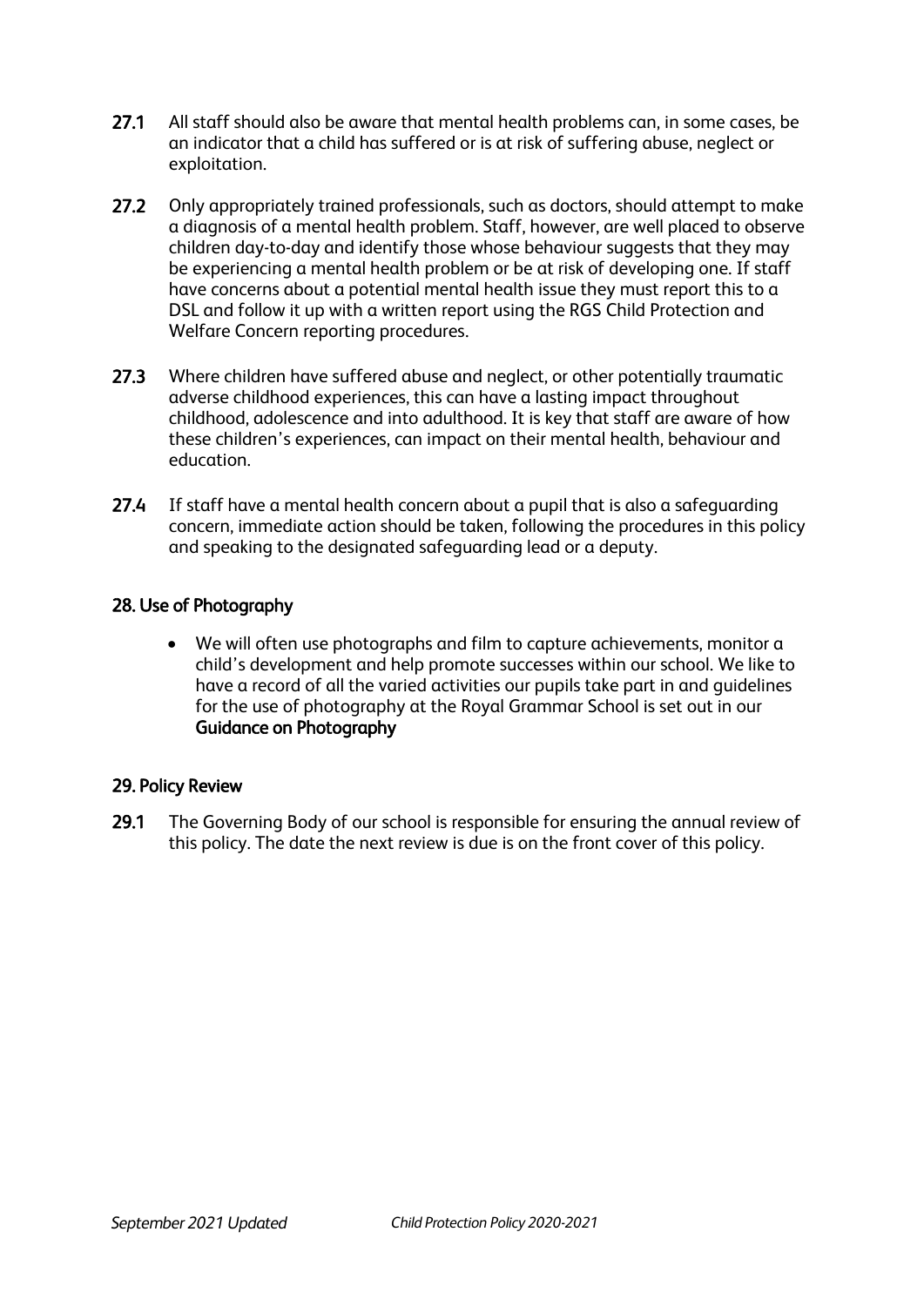**27.1** All staff should also be aware that mental health problems can, in some cases, be an indicator that a child has suffered or is at risk of suffering abuse, neglect or exploitation.

**27.2** Only appropriately trained professionals, such as doctors, should attempt to make a diagnosis of a mental health problem. Staff, however, are well placed to observe children day-to-day and identify those whose behaviour suggests that they may be experiencing a mental health problem or be at risk of developing one. If staff have concerns about a potential mental health issue they must report this to a DSL and follow it up with a written report using the RGS Child Protection and Welfare Concern reporting procedures.

**27.3** Where children have suffered abuse and neglect, or other potentially traumatic adverse childhood experiences, this can have a lasting impact throughout childhood, adolescence and into adulthood. It is key that staff are aware of how these children's experiences, can impact on their mental health, behaviour and education.

**27.4** If staff have a mental health concern about a pupil that is also a safeguarding concern, immediate action should be taken, following the procedures in this policy and speaking to the designated safeguarding lead or a deputy.

## 28. Use of Photography

- We will often use photographs and film to capture achievements, monitor a child's development and help promote successes within our school. We like to have a record of all the varied activities our pupils take part in and guidelines for the use of photography at the Royal Grammar School is set out in our **Guidance on Photography**

## 29. Policy Review

**29.1** The Governing Body of our school is responsible for ensuring the annual review of this policy. The date the next review is due is on the front cover of this policy.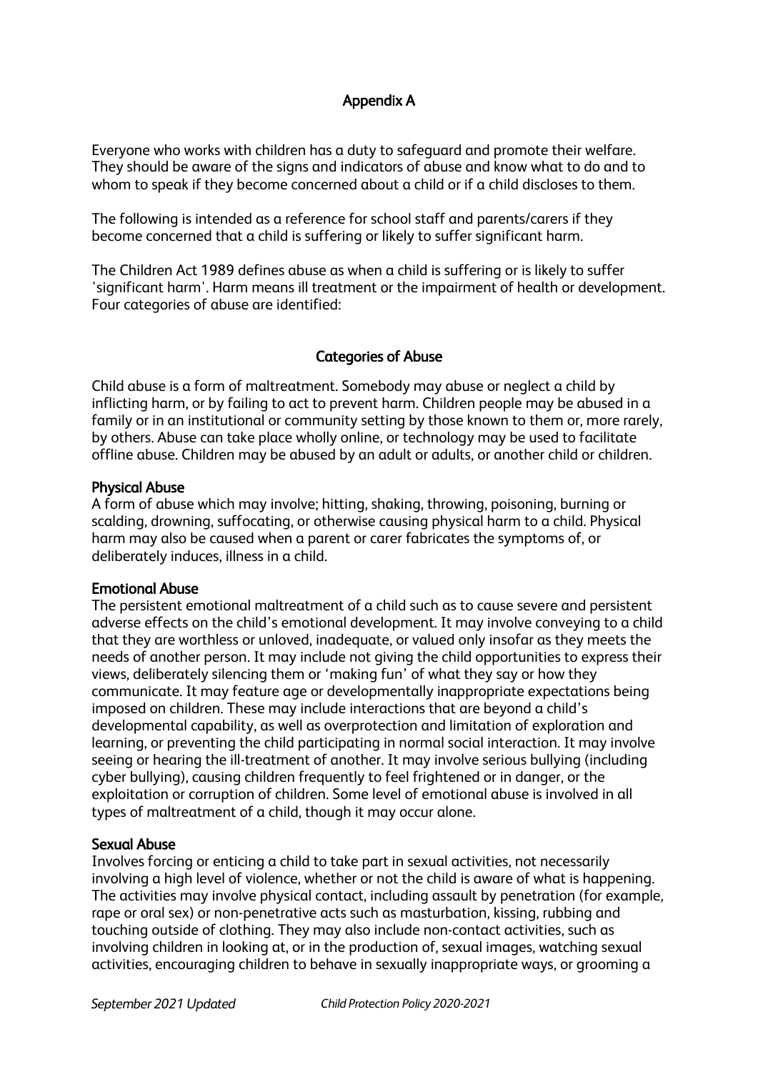## Appendix A

Everyone who works with children has a duty to safeguard and promote their welfare. They should be aware of the signs and indicators of abuse and know what to do and to whom to speak if they become concerned about a child or if a child discloses to them.

The following is intended as a reference for school staff and parents/carers if they become concerned that a child is suffering or likely to suffer significant harm.

The Children Act 1989 defines abuse as when a child is suffering or is likely to suffer 'significant harm'. Harm means ill treatment or the impairment of health or development. Four categories of abuse are identified:

### Categories of Abuse

Child abuse is a form of maltreatment. Somebody may abuse or neglect a child by inflicting harm, or by failing to act to prevent harm. Children people may be abused in a family or in an institutional or community setting by those known to them or, more rarely, by others. Abuse can take place wholly online, or technology may be used to facilitate offline abuse. Children may be abused by an adult or adults, or another child or children.

**Physical Abuse**
A form of abuse which may involve; hitting, shaking, throwing, poisoning, burning or scalding, drowning, suffocating, or otherwise causing physical harm to a child. Physical harm may also be caused when a parent or carer fabricates the symptoms of, or deliberately induces, illness in a child.

**Emotional Abuse**
The persistent emotional maltreatment of a child such as to cause severe and persistent adverse effects on the child's emotional development. It may involve conveying to a child that they are worthless or unloved, inadequate, or valued only insofar as they meets the needs of another person. It may include not giving the child opportunities to express their views, deliberately silencing them or 'making fun' of what they say or how they communicate. It may feature age or developmentally inappropriate expectations being imposed on children. These may include interactions that are beyond a child's developmental capability, as well as overprotection and limitation of exploration and learning, or preventing the child participating in normal social interaction. It may involve seeing or hearing the ill-treatment of another. It may involve serious bullying (including cyber bullying), causing children frequently to feel frightened or in danger, or the exploitation or corruption of children. Some level of emotional abuse is involved in all types of maltreatment of a child, though it may occur alone.

**Sexual Abuse**
Involves forcing or enticing a child to take part in sexual activities, not necessarily involving a high level of violence, whether or not the child is aware of what is happening. The activities may involve physical contact, including assault by penetration (for example, rape or oral sex) or non-penetrative acts such as masturbation, kissing, rubbing and touching outside of clothing. They may also include non-contact activities, such as involving children in looking at, or in the production of, sexual images, watching sexual activities, encouraging children to behave in sexually inappropriate ways, or grooming a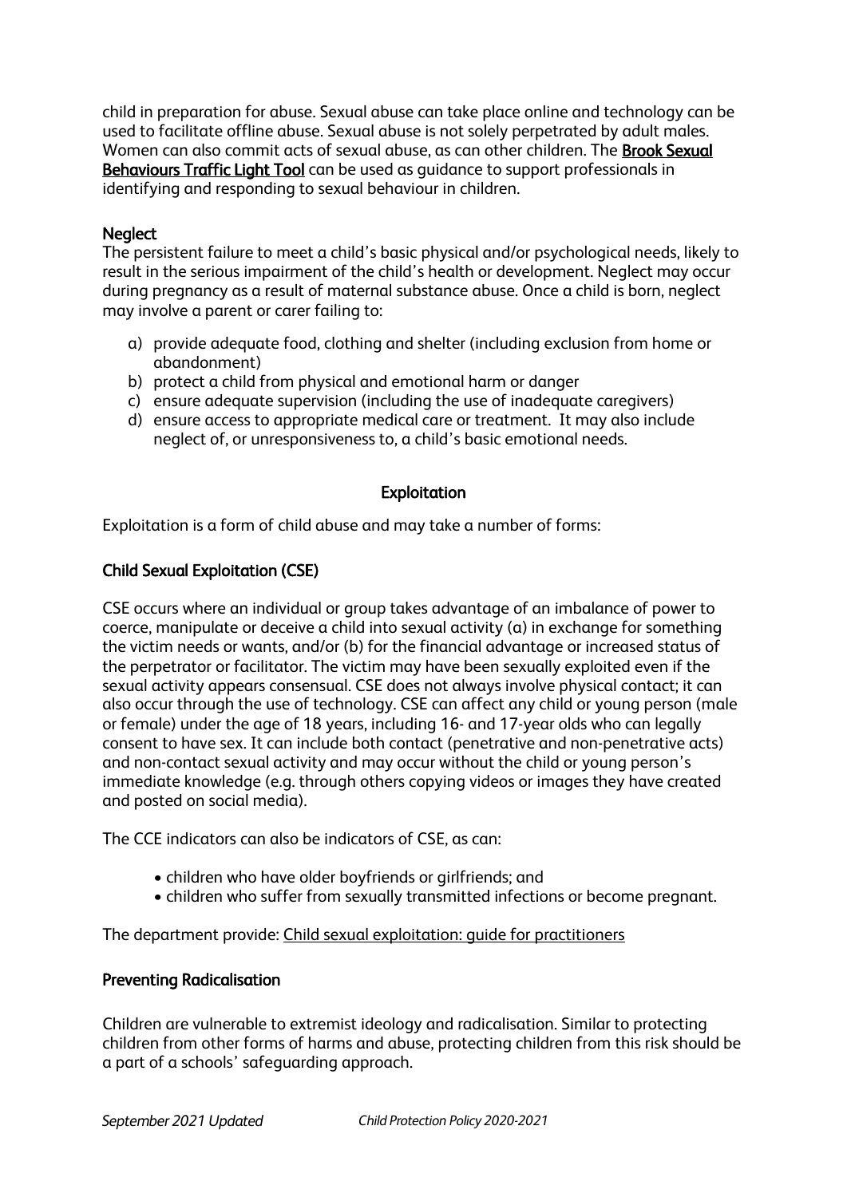child in preparation for abuse. Sexual abuse can take place online and technology can be used to facilitate offline abuse. Sexual abuse is not solely perpetrated by adult males. Women can also commit acts of sexual abuse, as can other children. The **Brook Sexual Behaviours Traffic Light Tool** can be used as guidance to support professionals in identifying and responding to sexual behaviour in children.

**Neglect**

The persistent failure to meet a child's basic physical and/or psychological needs, likely to result in the serious impairment of the child's health or development. Neglect may occur during pregnancy as a result of maternal substance abuse. Once a child is born, neglect may involve a parent or carer failing to:

a) provide adequate food, clothing and shelter (including exclusion from home or abandonment)
b) protect a child from physical and emotional harm or danger
c) ensure adequate supervision (including the use of inadequate caregivers)
d) ensure access to appropriate medical care or treatment. It may also include neglect of, or unresponsiveness to, a child's basic emotional needs.

## Exploitation

Exploitation is a form of child abuse and may take a number of forms:

### Child Sexual Exploitation (CSE)

CSE occurs where an individual or group takes advantage of an imbalance of power to coerce, manipulate or deceive a child into sexual activity (a) in exchange for something the victim needs or wants, and/or (b) for the financial advantage or increased status of the perpetrator or facilitator. The victim may have been sexually exploited even if the sexual activity appears consensual. CSE does not always involve physical contact; it can also occur through the use of technology. CSE can affect any child or young person (male or female) under the age of 18 years, including 16- and 17-year olds who can legally consent to have sex. It can include both contact (penetrative and non-penetrative acts) and non-contact sexual activity and may occur without the child or young person's immediate knowledge (e.g. through others copying videos or images they have created and posted on social media).

The CCE indicators can also be indicators of CSE, as can:

- children who have older boyfriends or girlfriends; and
- children who suffer from sexually transmitted infections or become pregnant.

The department provide: Child sexual exploitation: guide for practitioners

### Preventing Radicalisation

Children are vulnerable to extremist ideology and radicalisation. Similar to protecting children from other forms of harms and abuse, protecting children from this risk should be a part of a schools' safeguarding approach.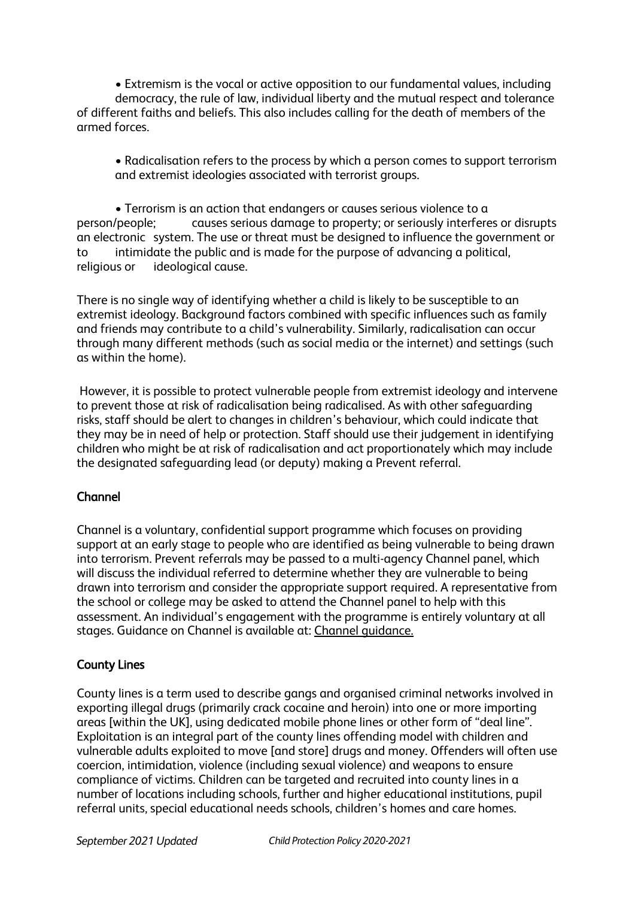- Extremism is the vocal or active opposition to our fundamental values, including democracy, the rule of law, individual liberty and the mutual respect and tolerance of different faiths and beliefs. This also includes calling for the death of members of the armed forces.

- Radicalisation refers to the process by which a person comes to support terrorism and extremist ideologies associated with terrorist groups.

- Terrorism is an action that endangers or causes serious violence to a person/people; causes serious damage to property; or seriously interferes or disrupts an electronic system. The use or threat must be designed to influence the government or to intimidate the public and is made for the purpose of advancing a political, religious or ideological cause.

There is no single way of identifying whether a child is likely to be susceptible to an extremist ideology. Background factors combined with specific influences such as family and friends may contribute to a child's vulnerability. Similarly, radicalisation can occur through many different methods (such as social media or the internet) and settings (such as within the home).

However, it is possible to protect vulnerable people from extremist ideology and intervene to prevent those at risk of radicalisation being radicalised. As with other safeguarding risks, staff should be alert to changes in children's behaviour, which could indicate that they may be in need of help or protection. Staff should use their judgement in identifying children who might be at risk of radicalisation and act proportionately which may include the designated safeguarding lead (or deputy) making a Prevent referral.

## Channel

Channel is a voluntary, confidential support programme which focuses on providing support at an early stage to people who are identified as being vulnerable to being drawn into terrorism. Prevent referrals may be passed to a multi-agency Channel panel, which will discuss the individual referred to determine whether they are vulnerable to being drawn into terrorism and consider the appropriate support required. A representative from the school or college may be asked to attend the Channel panel to help with this assessment. An individual's engagement with the programme is entirely voluntary at all stages. Guidance on Channel is available at: Channel guidance.

## County Lines

County lines is a term used to describe gangs and organised criminal networks involved in exporting illegal drugs (primarily crack cocaine and heroin) into one or more importing areas [within the UK], using dedicated mobile phone lines or other form of "deal line". Exploitation is an integral part of the county lines offending model with children and vulnerable adults exploited to move [and store] drugs and money. Offenders will often use coercion, intimidation, violence (including sexual violence) and weapons to ensure compliance of victims. Children can be targeted and recruited into county lines in a number of locations including schools, further and higher educational institutions, pupil referral units, special educational needs schools, children's homes and care homes.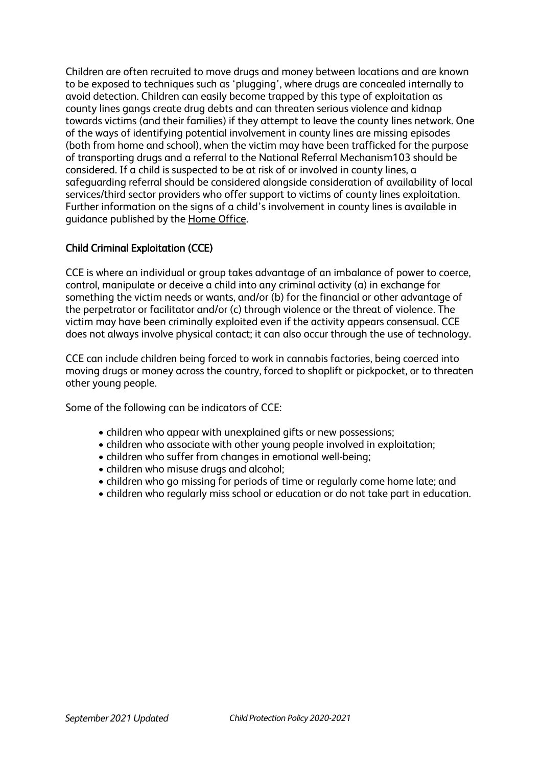Children are often recruited to move drugs and money between locations and are known to be exposed to techniques such as 'plugging', where drugs are concealed internally to avoid detection. Children can easily become trapped by this type of exploitation as county lines gangs create drug debts and can threaten serious violence and kidnap towards victims (and their families) if they attempt to leave the county lines network. One of the ways of identifying potential involvement in county lines are missing episodes (both from home and school), when the victim may have been trafficked for the purpose of transporting drugs and a referral to the National Referral Mechanism103 should be considered. If a child is suspected to be at risk of or involved in county lines, a safeguarding referral should be considered alongside consideration of availability of local services/third sector providers who offer support to victims of county lines exploitation. Further information on the signs of a child's involvement in county lines is available in guidance published by the Home Office.

### Child Criminal Exploitation (CCE)

CCE is where an individual or group takes advantage of an imbalance of power to coerce, control, manipulate or deceive a child into any criminal activity (a) in exchange for something the victim needs or wants, and/or (b) for the financial or other advantage of the perpetrator or facilitator and/or (c) through violence or the threat of violence. The victim may have been criminally exploited even if the activity appears consensual. CCE does not always involve physical contact; it can also occur through the use of technology.

CCE can include children being forced to work in cannabis factories, being coerced into moving drugs or money across the country, forced to shoplift or pickpocket, or to threaten other young people.

Some of the following can be indicators of CCE:

- children who appear with unexplained gifts or new possessions;
- children who associate with other young people involved in exploitation;
- children who suffer from changes in emotional well-being;
- children who misuse drugs and alcohol;
- children who go missing for periods of time or regularly come home late; and
- children who regularly miss school or education or do not take part in education.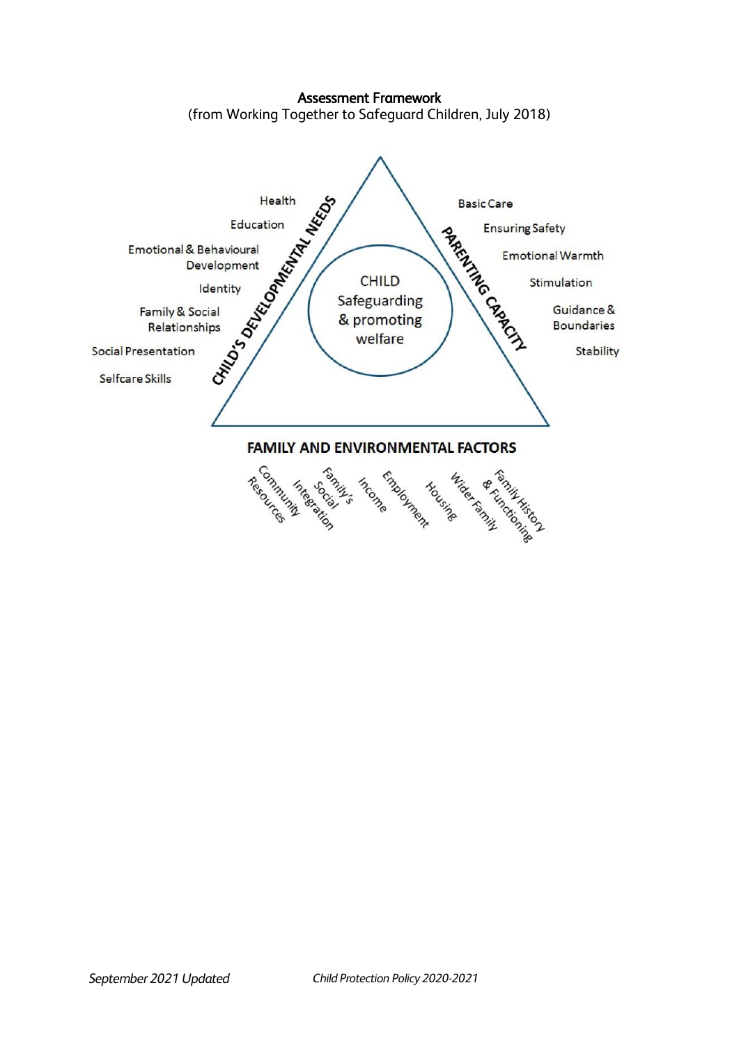**Assessment Framework**

(from Working Together to Safeguard Children, July 2018)

CHILD'S DEVELOPMENTAL NEEDS

Health

Education

Emotional & Behavioural Development

Identity

Family & Social Relationships

Social Presentation

Selfcare Skills

PARENTING CAPACITY

Basic Care

Ensuring Safety

Emotional Warmth

Stimulation

Guidance & Boundaries

Stability

CHILD Safeguarding & promoting welfare

FAMILY AND ENVIRONMENTAL FACTORS

Community Resources

Family's Social Integration

Income

Employment

Housing

Wider Family

Family History & Functioning